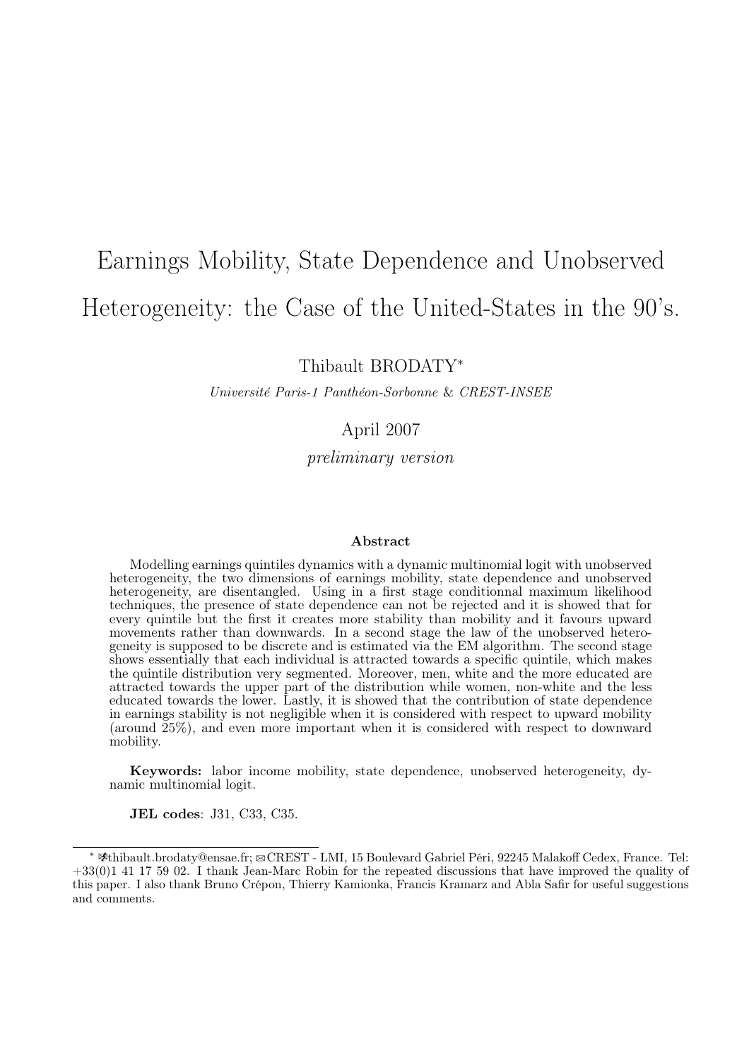# Earnings Mobility, State Dependence and Unobserved Heterogeneity: the Case of the United-States in the 90's.

Thibault BRODATY*

*Université Paris-1 Panthéon-Sorbonne* & *CREST-INSEE*

April 2007

*preliminary version*

**Abstract**

Modelling earnings quintiles dynamics with a dynamic multinomial logit with unobserved heterogeneity, the two dimensions of earnings mobility, state dependence and unobserved heterogeneity, are disentangled. Using in a first stage conditionnal maximum likelihood techniques, the presence of state dependence can not be rejected and it is showed that for every quintile but the first it creates more stability than mobility and it favours upward movements rather than downwards. In a second stage the law of the unobserved heterogeneity is supposed to be discrete and is estimated via the EM algorithm. The second stage shows essentially that each individual is attracted towards a specific quintile, which makes the quintile distribution very segmented. Moreover, men, white and the more educated are attracted towards the upper part of the distribution while women, non-white and the less educated towards the lower. Lastly, it is showed that the contribution of state dependence in earnings stability is not negligible when it is considered with respect to upward mobility (around 25%), and even more important when it is considered with respect to downward mobility.

**Keywords:** labor income mobility, state dependence, unobserved heterogeneity, dynamic multinomial logit.

**JEL codes**: J31, C33, C35.

---

* thibault.brodaty@ensae.fr; ✉CREST - LMI, 15 Boulevard Gabriel Péri, 92245 Malakoff Cedex, France. Tel: +33(0)1 41 17 59 02. I thank Jean-Marc Robin for the repeated discussions that have improved the quality of this paper. I also thank Bruno Crépon, Thierry Kamionka, Francis Kramarz and Abla Safir for useful suggestions and comments.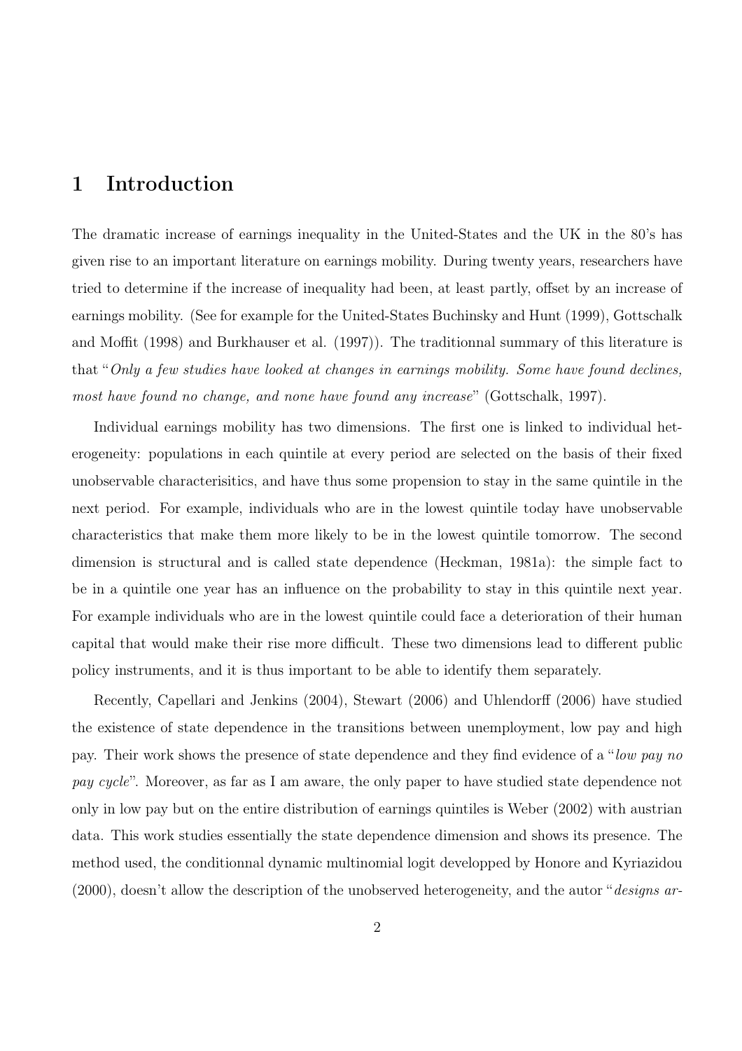# 1 Introduction

The dramatic increase of earnings inequality in the United-States and the UK in the 80's has given rise to an important literature on earnings mobility. During twenty years, researchers have tried to determine if the increase of inequality had been, at least partly, offset by an increase of earnings mobility. (See for example for the United-States Buchinsky and Hunt (1999), Gottschalk and Moffit (1998) and Burkhauser et al. (1997)). The traditionnal summary of this literature is that "*Only a few studies have looked at changes in earnings mobility. Some have found declines, most have found no change, and none have found any increase*" (Gottschalk, 1997).

Individual earnings mobility has two dimensions. The first one is linked to individual heterogeneity: populations in each quintile at every period are selected on the basis of their fixed unobservable characterisitics, and have thus some propension to stay in the same quintile in the next period. For example, individuals who are in the lowest quintile today have unobservable characteristics that make them more likely to be in the lowest quintile tomorrow. The second dimension is structural and is called state dependence (Heckman, 1981a): the simple fact to be in a quintile one year has an influence on the probability to stay in this quintile next year. For example individuals who are in the lowest quintile could face a deterioration of their human capital that would make their rise more difficult. These two dimensions lead to different public policy instruments, and it is thus important to be able to identify them separately.

Recently, Capellari and Jenkins (2004), Stewart (2006) and Uhlendorff (2006) have studied the existence of state dependence in the transitions between unemployment, low pay and high pay. Their work shows the presence of state dependence and they find evidence of a "*low pay no pay cycle*". Moreover, as far as I am aware, the only paper to have studied state dependence not only in low pay but on the entire distribution of earnings quintiles is Weber (2002) with austrian data. This work studies essentially the state dependence dimension and shows its presence. The method used, the conditionnal dynamic multinomial logit developped by Honore and Kyriazidou (2000), doesn't allow the description of the unobserved heterogeneity, and the autor "*designs ar-*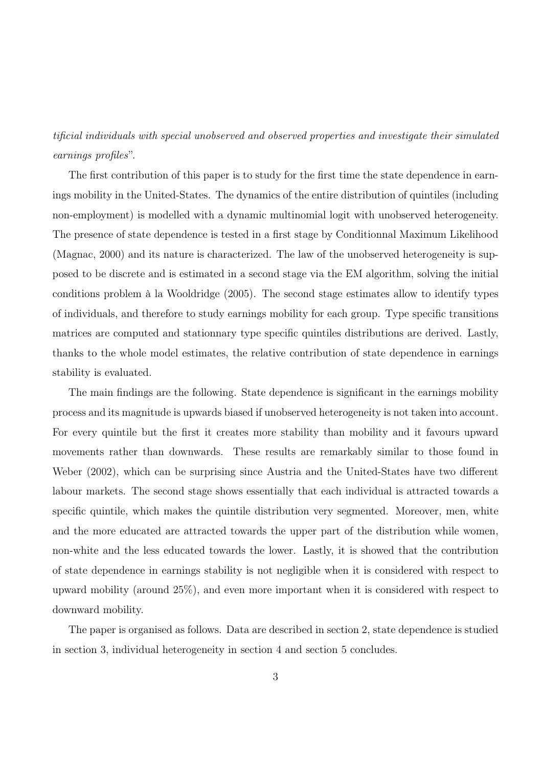*tificial individuals with special unobserved and observed properties and investigate their simulated earnings profiles*".

The first contribution of this paper is to study for the first time the state dependence in earnings mobility in the United-States. The dynamics of the entire distribution of quintiles (including non-employment) is modelled with a dynamic multinomial logit with unobserved heterogeneity. The presence of state dependence is tested in a first stage by Conditionnal Maximum Likelihood (Magnac, 2000) and its nature is characterized. The law of the unobserved heterogeneity is supposed to be discrete and is estimated in a second stage via the EM algorithm, solving the initial conditions problem à la Wooldridge (2005). The second stage estimates allow to identify types of individuals, and therefore to study earnings mobility for each group. Type specific transitions matrices are computed and stationnary type specific quintiles distributions are derived. Lastly, thanks to the whole model estimates, the relative contribution of state dependence in earnings stability is evaluated.

The main findings are the following. State dependence is significant in the earnings mobility process and its magnitude is upwards biased if unobserved heterogeneity is not taken into account. For every quintile but the first it creates more stability than mobility and it favours upward movements rather than downwards. These results are remarkably similar to those found in Weber (2002), which can be surprising since Austria and the United-States have two different labour markets. The second stage shows essentially that each individual is attracted towards a specific quintile, which makes the quintile distribution very segmented. Moreover, men, white and the more educated are attracted towards the upper part of the distribution while women, non-white and the less educated towards the lower. Lastly, it is showed that the contribution of state dependence in earnings stability is not negligible when it is considered with respect to upward mobility (around 25%), and even more important when it is considered with respect to downward mobility.

The paper is organised as follows. Data are described in section 2, state dependence is studied in section 3, individual heterogeneity in section 4 and section 5 concludes.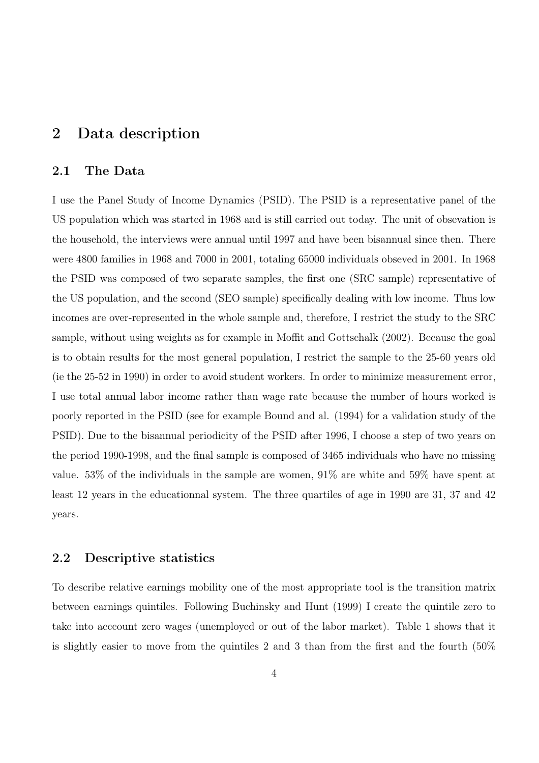## 2 Data description

### 2.1 The Data

I use the Panel Study of Income Dynamics (PSID). The PSID is a representative panel of the US population which was started in 1968 and is still carried out today. The unit of obsevation is the household, the interviews were annual until 1997 and have been bisannual since then. There were 4800 families in 1968 and 7000 in 2001, totaling 65000 individuals obseved in 2001. In 1968 the PSID was composed of two separate samples, the first one (SRC sample) representative of the US population, and the second (SEO sample) specifically dealing with low income. Thus low incomes are over-represented in the whole sample and, therefore, I restrict the study to the SRC sample, without using weights as for example in Moffit and Gottschalk (2002). Because the goal is to obtain results for the most general population, I restrict the sample to the 25-60 years old (ie the 25-52 in 1990) in order to avoid student workers. In order to minimize measurement error, I use total annual labor income rather than wage rate because the number of hours worked is poorly reported in the PSID (see for example Bound and al. (1994) for a validation study of the PSID). Due to the bisannual periodicity of the PSID after 1996, I choose a step of two years on the period 1990-1998, and the final sample is composed of 3465 individuals who have no missing value. 53% of the individuals in the sample are women, 91% are white and 59% have spent at least 12 years in the educationnal system. The three quartiles of age in 1990 are 31, 37 and 42 years.

### 2.2 Descriptive statistics

To describe relative earnings mobility one of the most appropriate tool is the transition matrix between earnings quintiles. Following Buchinsky and Hunt (1999) I create the quintile zero to take into acccount zero wages (unemployed or out of the labor market). Table 1 shows that it is slightly easier to move from the quintiles 2 and 3 than from the first and the fourth (50%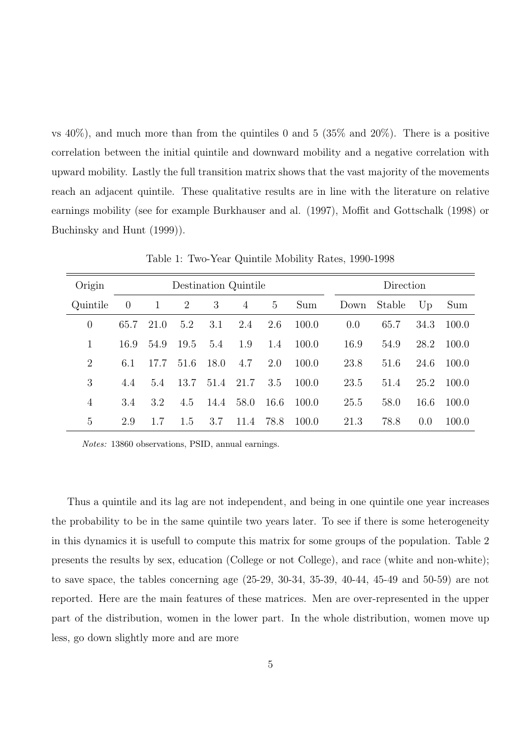vs 40%), and much more than from the quintiles 0 and 5 (35% and 20%). There is a positive correlation between the initial quintile and downward mobility and a negative correlation with upward mobility. Lastly the full transition matrix shows that the vast majority of the movements reach an adjacent quintile. These qualitative results are in line with the literature on relative earnings mobility (see for example Burkhauser and al. (1997), Moffit and Gottschalk (1998) or Buchinsky and Hunt (1999)).

Table 1: Two-Year Quintile Mobility Rates, 1990-1998

| Origin | Destination Quintile | | | | | | | Direction | | | |
|---|---|---|---|---|---|---|---|---|---|---|---|
| Quintile | 0 | 1 | 2 | 3 | 4 | 5 | Sum | Down | Stable | Up | Sum |
| 0 | 65.7 | 21.0 | 5.2 | 3.1 | 2.4 | 2.6 | 100.0 | 0.0 | 65.7 | 34.3 | 100.0 |
| 1 | 16.9 | 54.9 | 19.5 | 5.4 | 1.9 | 1.4 | 100.0 | 16.9 | 54.9 | 28.2 | 100.0 |
| 2 | 6.1 | 17.7 | 51.6 | 18.0 | 4.7 | 2.0 | 100.0 | 23.8 | 51.6 | 24.6 | 100.0 |
| 3 | 4.4 | 5.4 | 13.7 | 51.4 | 21.7 | 3.5 | 100.0 | 23.5 | 51.4 | 25.2 | 100.0 |
| 4 | 3.4 | 3.2 | 4.5 | 14.4 | 58.0 | 16.6 | 100.0 | 25.5 | 58.0 | 16.6 | 100.0 |
| 5 | 2.9 | 1.7 | 1.5 | 3.7 | 11.4 | 78.8 | 100.0 | 21.3 | 78.8 | 0.0 | 100.0 |

*Notes:* 13860 observations, PSID, annual earnings.

Thus a quintile and its lag are not independent, and being in one quintile one year increases the probability to be in the same quintile two years later. To see if there is some heterogeneity in this dynamics it is usefull to compute this matrix for some groups of the population. Table 2 presents the results by sex, education (College or not College), and race (white and non-white); to save space, the tables concerning age (25-29, 30-34, 35-39, 40-44, 45-49 and 50-59) are not reported. Here are the main features of these matrices. Men are over-represented in the upper part of the distribution, women in the lower part. In the whole distribution, women move up less, go down slightly more and are more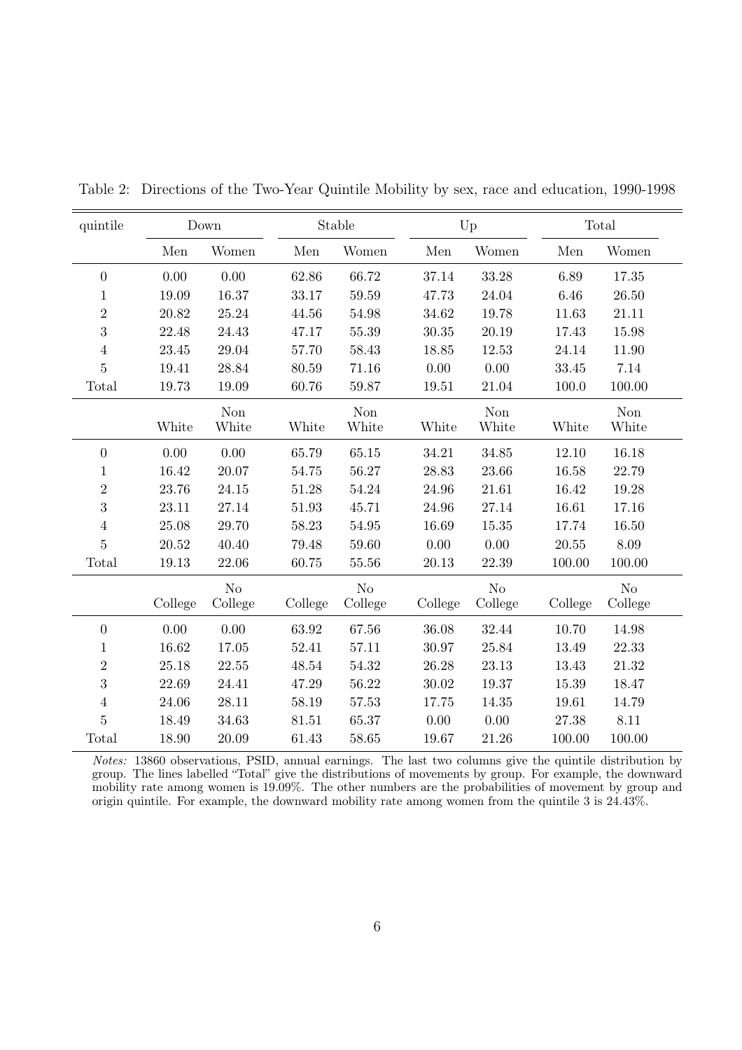Table 2: Directions of the Two-Year Quintile Mobility by sex, race and education, 1990-1998

| quintile | Down | | Stable | | Up | | Total | |
|---|---|---|---|---|---|---|---|---|
| | Men | Women | Men | Women | Men | Women | Men | Women |
| 0 | 0.00 | 0.00 | 62.86 | 66.72 | 37.14 | 33.28 | 6.89 | 17.35 |
| 1 | 19.09 | 16.37 | 33.17 | 59.59 | 47.73 | 24.04 | 6.46 | 26.50 |
| 2 | 20.82 | 25.24 | 44.56 | 54.98 | 34.62 | 19.78 | 11.63 | 21.11 |
| 3 | 22.48 | 24.43 | 47.17 | 55.39 | 30.35 | 20.19 | 17.43 | 15.98 |
| 4 | 23.45 | 29.04 | 57.70 | 58.43 | 18.85 | 12.53 | 24.14 | 11.90 |
| 5 | 19.41 | 28.84 | 80.59 | 71.16 | 0.00 | 0.00 | 33.45 | 7.14 |
| Total | 19.73 | 19.09 | 60.76 | 59.87 | 19.51 | 21.04 | 100.0 | 100.00 |
| | White | Non White | White | Non White | White | Non White | White | Non White |
| 0 | 0.00 | 0.00 | 65.79 | 65.15 | 34.21 | 34.85 | 12.10 | 16.18 |
| 1 | 16.42 | 20.07 | 54.75 | 56.27 | 28.83 | 23.66 | 16.58 | 22.79 |
| 2 | 23.76 | 24.15 | 51.28 | 54.24 | 24.96 | 21.61 | 16.42 | 19.28 |
| 3 | 23.11 | 27.14 | 51.93 | 45.71 | 24.96 | 27.14 | 16.61 | 17.16 |
| 4 | 25.08 | 29.70 | 58.23 | 54.95 | 16.69 | 15.35 | 17.74 | 16.50 |
| 5 | 20.52 | 40.40 | 79.48 | 59.60 | 0.00 | 0.00 | 20.55 | 8.09 |
| Total | 19.13 | 22.06 | 60.75 | 55.56 | 20.13 | 22.39 | 100.00 | 100.00 |
| | College | No College | College | No College | College | No College | College | No College |
| 0 | 0.00 | 0.00 | 63.92 | 67.56 | 36.08 | 32.44 | 10.70 | 14.98 |
| 1 | 16.62 | 17.05 | 52.41 | 57.11 | 30.97 | 25.84 | 13.49 | 22.33 |
| 2 | 25.18 | 22.55 | 48.54 | 54.32 | 26.28 | 23.13 | 13.43 | 21.32 |
| 3 | 22.69 | 24.41 | 47.29 | 56.22 | 30.02 | 19.37 | 15.39 | 18.47 |
| 4 | 24.06 | 28.11 | 58.19 | 57.53 | 17.75 | 14.35 | 19.61 | 14.79 |
| 5 | 18.49 | 34.63 | 81.51 | 65.37 | 0.00 | 0.00 | 27.38 | 8.11 |
| Total | 18.90 | 20.09 | 61.43 | 58.65 | 19.67 | 21.26 | 100.00 | 100.00 |

*Notes:* 13860 observations, PSID, annual earnings. The last two columns give the quintile distribution by group. The lines labelled "Total" give the distributions of movements by group. For example, the downward mobility rate among women is 19.09%. The other numbers are the probabilities of movement by group and origin quintile. For example, the downward mobility rate among women from the quintile 3 is 24.43%.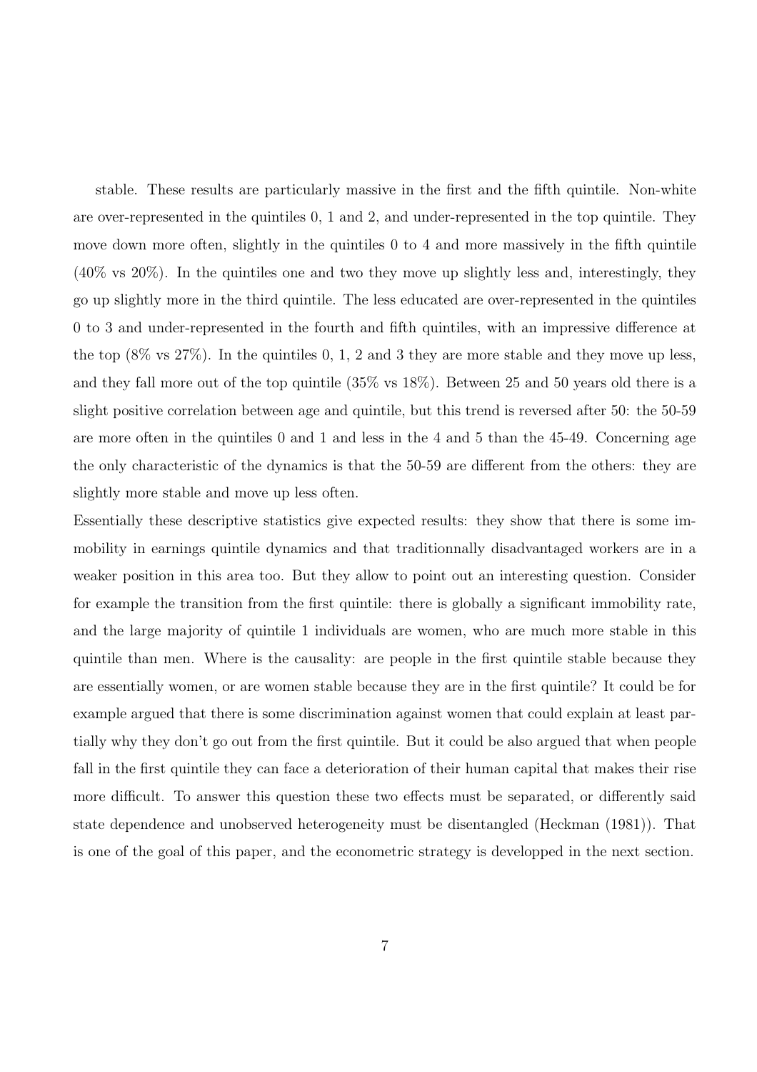stable. These results are particularly massive in the first and the fifth quintile. Non-white are over-represented in the quintiles 0, 1 and 2, and under-represented in the top quintile. They move down more often, slightly in the quintiles 0 to 4 and more massively in the fifth quintile (40% vs 20%). In the quintiles one and two they move up slightly less and, interestingly, they go up slightly more in the third quintile. The less educated are over-represented in the quintiles 0 to 3 and under-represented in the fourth and fifth quintiles, with an impressive difference at the top (8% vs 27%). In the quintiles 0, 1, 2 and 3 they are more stable and they move up less, and they fall more out of the top quintile (35% vs 18%). Between 25 and 50 years old there is a slight positive correlation between age and quintile, but this trend is reversed after 50: the 50-59 are more often in the quintiles 0 and 1 and less in the 4 and 5 than the 45-49. Concerning age the only characteristic of the dynamics is that the 50-59 are different from the others: they are slightly more stable and move up less often.

Essentially these descriptive statistics give expected results: they show that there is some immobility in earnings quintile dynamics and that traditionnally disadvantaged workers are in a weaker position in this area too. But they allow to point out an interesting question. Consider for example the transition from the first quintile: there is globally a significant immobility rate, and the large majority of quintile 1 individuals are women, who are much more stable in this quintile than men. Where is the causality: are people in the first quintile stable because they are essentially women, or are women stable because they are in the first quintile? It could be for example argued that there is some discrimination against women that could explain at least partially why they don't go out from the first quintile. But it could be also argued that when people fall in the first quintile they can face a deterioration of their human capital that makes their rise more difficult. To answer this question these two effects must be separated, or differently said state dependence and unobserved heterogeneity must be disentangled (Heckman (1981)). That is one of the goal of this paper, and the econometric strategy is developped in the next section.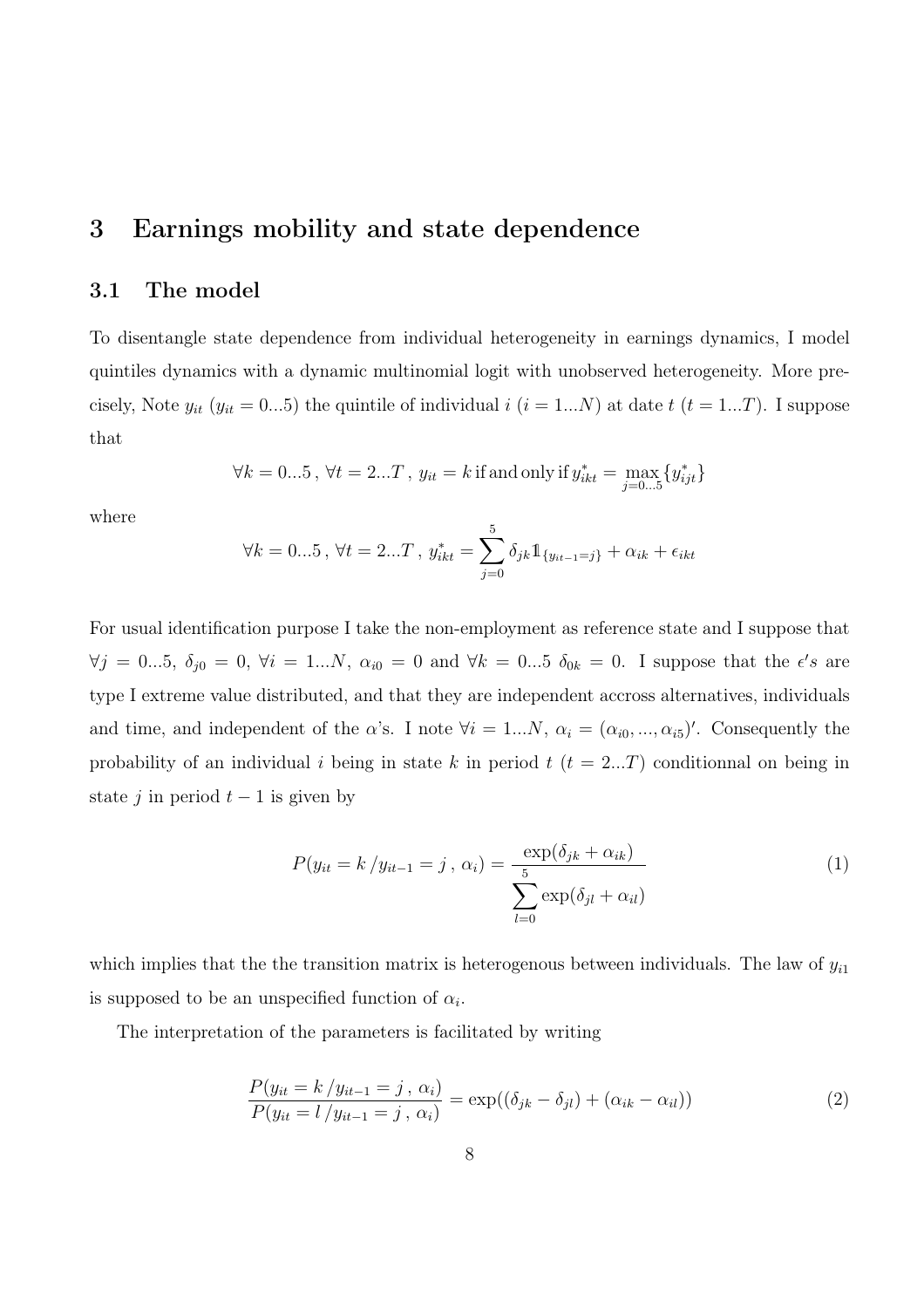# 3 Earnings mobility and state dependence

## 3.1 The model

To disentangle state dependence from individual heterogeneity in earnings dynamics, I model quintiles dynamics with a dynamic multinomial logit with unobserved heterogeneity. More precisely, Note $y_{it}$ ($y_{it} = 0...5$) the quintile of individual $i$ ($i = 1...N$) at date $t$ ($t = 1...T$). I suppose that

$$\forall k = 0...5\,,\; \forall t = 2...T\,,\; y_{it} = k \text{ if and only if } y^*_{ikt} = \max_{j=0...5}\{y^*_{ijt}\}$$

where

$$\forall k = 0...5\,,\; \forall t = 2...T\,,\; y^*_{ikt} = \sum_{j=0}^{5} \delta_{jk} \mathbb{1}_{\{y_{it-1}=j\}} + \alpha_{ik} + \epsilon_{ikt}$$

For usual identification purpose I take the non-employment as reference state and I suppose that $\forall j = 0...5$, $\delta_{j0} = 0$, $\forall i = 1...N$, $\alpha_{i0} = 0$ and $\forall k = 0...5$ $\delta_{0k} = 0$. I suppose that the $\epsilon' s$ are type I extreme value distributed, and that they are independent accross alternatives, individuals and time, and independent of the $\alpha$'s. I note $\forall i = 1...N$, $\alpha_i = (\alpha_{i0}, ..., \alpha_{i5})'$. Consequently the probability of an individual $i$ being in state $k$ in period $t$ ($t = 2...T$) conditionnal on being in state $j$ in period $t-1$ is given by

$$P(y_{it} = k \,/ y_{it-1} = j\,,\, \alpha_i) = \frac{\exp(\delta_{jk} + \alpha_{ik})}{\sum_{l=0}^{5} \exp(\delta_{jl} + \alpha_{il})} \tag{1}$$

which implies that the the transition matrix is heterogenous between individuals. The law of $y_{i1}$ is supposed to be an unspecified function of $\alpha_i$.

The interpretation of the parameters is facilitated by writing

$$\frac{P(y_{it} = k \,/ y_{it-1} = j\,,\, \alpha_i)}{P(y_{it} = l \,/ y_{it-1} = j\,,\, \alpha_i)} = \exp((\delta_{jk} - \delta_{jl}) + (\alpha_{ik} - \alpha_{il})) \tag{2}$$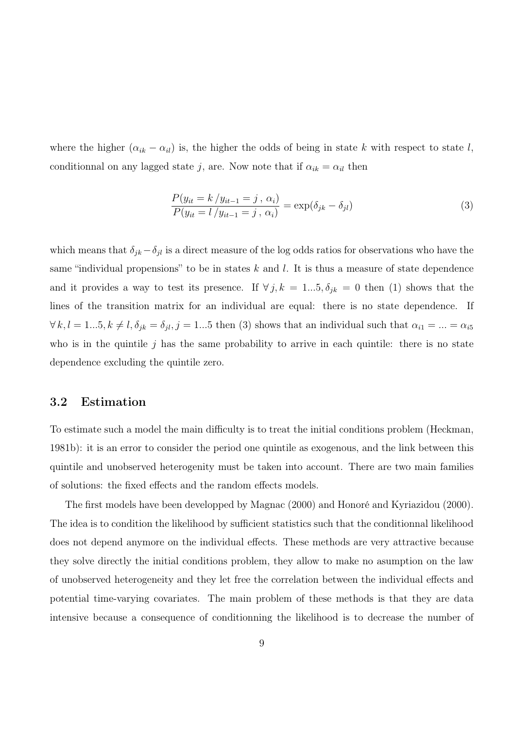where the higher $(\alpha_{ik} - \alpha_{il})$ is, the higher the odds of being in state $k$ with respect to state $l$, conditionnal on any lagged state $j$, are. Now note that if $\alpha_{ik} = \alpha_{il}$ then

$$\frac{P(y_{it} = k \,/ y_{it-1} = j \,,\, \alpha_i)}{P(y_{it} = l \,/ y_{it-1} = j \,,\, \alpha_i)} = \exp(\delta_{jk} - \delta_{jl}) \tag{3}$$

which means that $\delta_{jk} - \delta_{jl}$ is a direct measure of the log odds ratios for observations who have the same "individual propensions" to be in states $k$ and $l$. It is thus a measure of state dependence and it provides a way to test its presence. If $\forall\, j, k = 1...5, \delta_{jk} = 0$ then (1) shows that the lines of the transition matrix for an individual are equal: there is no state dependence. If $\forall\, k, l = 1...5, k \neq l, \delta_{jk} = \delta_{jl}, j = 1...5$ then (3) shows that an individual such that $\alpha_{i1} = ... = \alpha_{i5}$ who is in the quintile $j$ has the same probability to arrive in each quintile: there is no state dependence excluding the quintile zero.

### 3.2 Estimation

To estimate such a model the main difficulty is to treat the initial conditions problem (Heckman, 1981b): it is an error to consider the period one quintile as exogenous, and the link between this quintile and unobserved heterogenity must be taken into account. There are two main families of solutions: the fixed effects and the random effects models.

The first models have been developped by Magnac (2000) and Honoré and Kyriazidou (2000). The idea is to condition the likelihood by sufficient statistics such that the conditionnal likelihood does not depend anymore on the individual effects. These methods are very attractive because they solve directly the initial conditions problem, they allow to make no asumption on the law of unobserved heterogeneity and they let free the correlation between the individual effects and potential time-varying covariates. The main problem of these methods is that they are data intensive because a consequence of conditionning the likelihood is to decrease the number of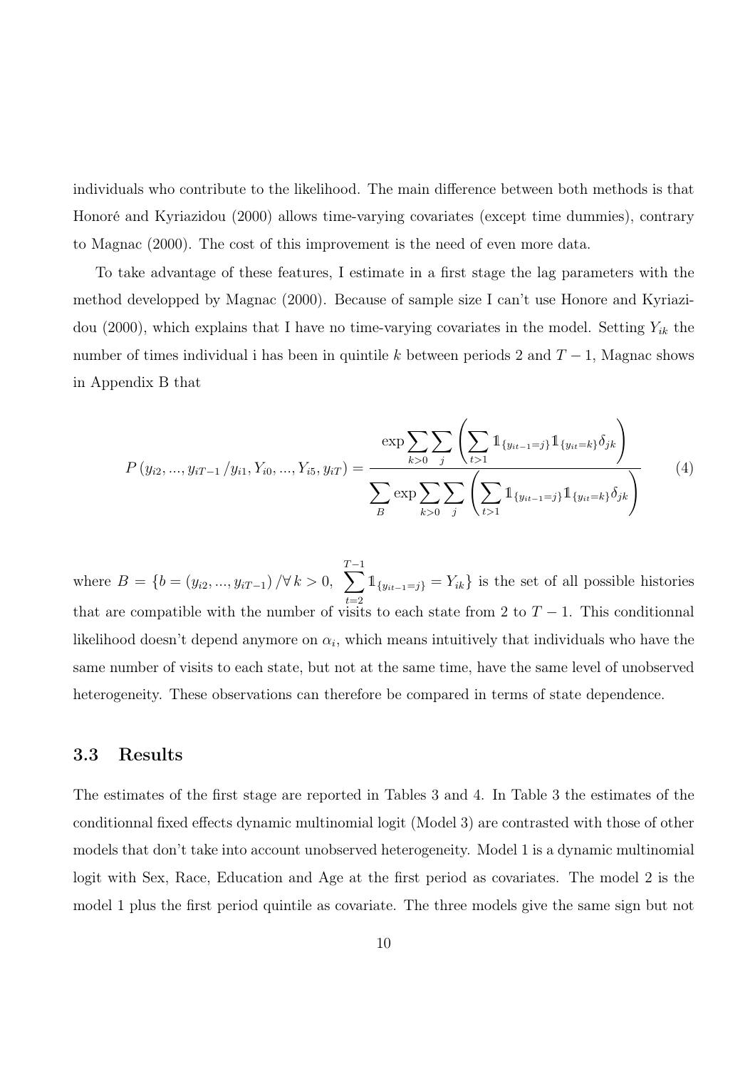individuals who contribute to the likelihood. The main difference between both methods is that Honoré and Kyriazidou (2000) allows time-varying covariates (except time dummies), contrary to Magnac (2000). The cost of this improvement is the need of even more data.

To take advantage of these features, I estimate in a first stage the lag parameters with the method developped by Magnac (2000). Because of sample size I can't use Honore and Kyriazidou (2000), which explains that I have no time-varying covariates in the model. Setting $Y_{ik}$ the number of times individual i has been in quintile $k$ between periods 2 and $T-1$, Magnac shows in Appendix B that

$$P\left(y_{i2}, ..., y_{iT-1} / y_{i1}, Y_{i0}, ..., Y_{i5}, y_{iT}\right) = \frac{\exp \sum_{k>0} \sum_{j} \left( \sum_{t>1} \mathbb{1}_{\{y_{it-1}=j\}} \mathbb{1}_{\{y_{it}=k\}} \delta_{jk} \right)}{\sum_{B} \exp \sum_{k>0} \sum_{j} \left( \sum_{t>1} \mathbb{1}_{\{y_{it-1}=j\}} \mathbb{1}_{\{y_{it}=k\}} \delta_{jk} \right)} \tag{4}$$

where $B = \{b = (y_{i2}, ..., y_{iT-1}) / \forall k > 0, \ \sum_{t=2}^{T-1} \mathbb{1}_{\{y_{it-1}=j\}} = Y_{ik}\}$ is the set of all possible histories that are compatible with the number of visits to each state from 2 to $T-1$. This conditionnal likelihood doesn't depend anymore on $\alpha_i$, which means intuitively that individuals who have the same number of visits to each state, but not at the same time, have the same level of unobserved heterogeneity. These observations can therefore be compared in terms of state dependence.

### 3.3 Results

The estimates of the first stage are reported in Tables 3 and 4. In Table 3 the estimates of the conditionnal fixed effects dynamic multinomial logit (Model 3) are contrasted with those of other models that don't take into account unobserved heterogeneity. Model 1 is a dynamic multinomial logit with Sex, Race, Education and Age at the first period as covariates. The model 2 is the model 1 plus the first period quintile as covariate. The three models give the same sign but not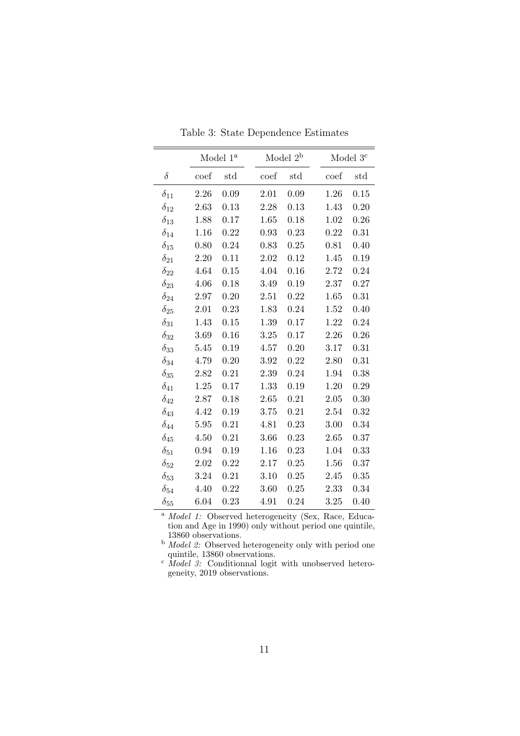Table 3: State Dependence Estimates

| | Model 1[a] | | Model 2[b] | | Model 3[c] | |
|---|---|---|---|---|---|---|
| $\delta$ | coef | std | coef | std | coef | std |
| $\delta_{11}$ | 2.26 | 0.09 | 2.01 | 0.09 | 1.26 | 0.15 |
| $\delta_{12}$ | 2.63 | 0.13 | 2.28 | 0.13 | 1.43 | 0.20 |
| $\delta_{13}$ | 1.88 | 0.17 | 1.65 | 0.18 | 1.02 | 0.26 |
| $\delta_{14}$ | 1.16 | 0.22 | 0.93 | 0.23 | 0.22 | 0.31 |
| $\delta_{15}$ | 0.80 | 0.24 | 0.83 | 0.25 | 0.81 | 0.40 |
| $\delta_{21}$ | 2.20 | 0.11 | 2.02 | 0.12 | 1.45 | 0.19 |
| $\delta_{22}$ | 4.64 | 0.15 | 4.04 | 0.16 | 2.72 | 0.24 |
| $\delta_{23}$ | 4.06 | 0.18 | 3.49 | 0.19 | 2.37 | 0.27 |
| $\delta_{24}$ | 2.97 | 0.20 | 2.51 | 0.22 | 1.65 | 0.31 |
| $\delta_{25}$ | 2.01 | 0.23 | 1.83 | 0.24 | 1.52 | 0.40 |
| $\delta_{31}$ | 1.43 | 0.15 | 1.39 | 0.17 | 1.22 | 0.24 |
| $\delta_{32}$ | 3.69 | 0.16 | 3.25 | 0.17 | 2.26 | 0.26 |
| $\delta_{33}$ | 5.45 | 0.19 | 4.57 | 0.20 | 3.17 | 0.31 |
| $\delta_{34}$ | 4.79 | 0.20 | 3.92 | 0.22 | 2.80 | 0.31 |
| $\delta_{35}$ | 2.82 | 0.21 | 2.39 | 0.24 | 1.94 | 0.38 |
| $\delta_{41}$ | 1.25 | 0.17 | 1.33 | 0.19 | 1.20 | 0.29 |
| $\delta_{42}$ | 2.87 | 0.18 | 2.65 | 0.21 | 2.05 | 0.30 |
| $\delta_{43}$ | 4.42 | 0.19 | 3.75 | 0.21 | 2.54 | 0.32 |
| $\delta_{44}$ | 5.95 | 0.21 | 4.81 | 0.23 | 3.00 | 0.34 |
| $\delta_{45}$ | 4.50 | 0.21 | 3.66 | 0.23 | 2.65 | 0.37 |
| $\delta_{51}$ | 0.94 | 0.19 | 1.16 | 0.23 | 1.04 | 0.33 |
| $\delta_{52}$ | 2.02 | 0.22 | 2.17 | 0.25 | 1.56 | 0.37 |
| $\delta_{53}$ | 3.24 | 0.21 | 3.10 | 0.25 | 2.45 | 0.35 |
| $\delta_{54}$ | 4.40 | 0.22 | 3.60 | 0.25 | 2.33 | 0.34 |
| $\delta_{55}$ | 6.04 | 0.23 | 4.91 | 0.24 | 3.25 | 0.40 |

[a] *Model 1:* Observed heterogeneity (Sex, Race, Education and Age in 1990) only without period one quintile, 13860 observations.

[b] *Model 2:* Observed heterogeneity only with period one quintile, 13860 observations.

[c] *Model 3:* Conditionnal logit with unobserved heterogeneity, 2019 observations.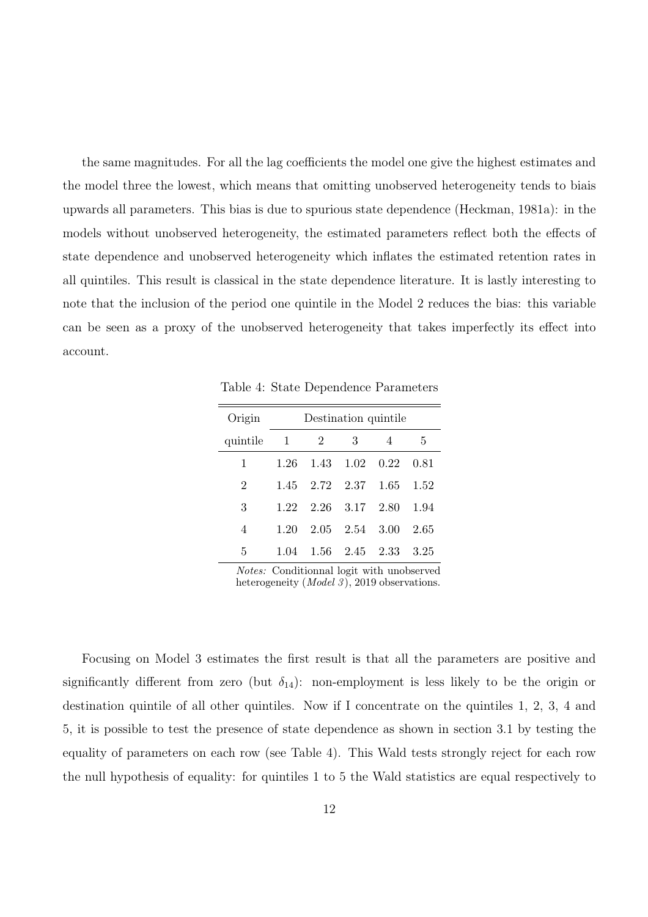the same magnitudes. For all the lag coefficients the model one give the highest estimates and the model three the lowest, which means that omitting unobserved heterogeneity tends to biais upwards all parameters. This bias is due to spurious state dependence (Heckman, 1981a): in the models without unobserved heterogeneity, the estimated parameters reflect both the effects of state dependence and unobserved heterogeneity which inflates the estimated retention rates in all quintiles. This result is classical in the state dependence literature. It is lastly interesting to note that the inclusion of the period one quintile in the Model 2 reduces the bias: this variable can be seen as a proxy of the unobserved heterogeneity that takes imperfectly its effect into account.

Table 4: State Dependence Parameters

| Origin | Destination quintile | | | | |
|---|---|---|---|---|---|
| quintile | 1 | 2 | 3 | 4 | 5 |
| 1 | 1.26 | 1.43 | 1.02 | 0.22 | 0.81 |
| 2 | 1.45 | 2.72 | 2.37 | 1.65 | 1.52 |
| 3 | 1.22 | 2.26 | 3.17 | 2.80 | 1.94 |
| 4 | 1.20 | 2.05 | 2.54 | 3.00 | 2.65 |
| 5 | 1.04 | 1.56 | 2.45 | 2.33 | 3.25 |

*Notes:* Conditionnal logit with unobserved heterogeneity (*Model 3*), 2019 observations.

Focusing on Model 3 estimates the first result is that all the parameters are positive and significantly different from zero (but $\delta_{14}$): non-employment is less likely to be the origin or destination quintile of all other quintiles. Now if I concentrate on the quintiles 1, 2, 3, 4 and 5, it is possible to test the presence of state dependence as shown in section 3.1 by testing the equality of parameters on each row (see Table 4). This Wald tests strongly reject for each row the null hypothesis of equality: for quintiles 1 to 5 the Wald statistics are equal respectively to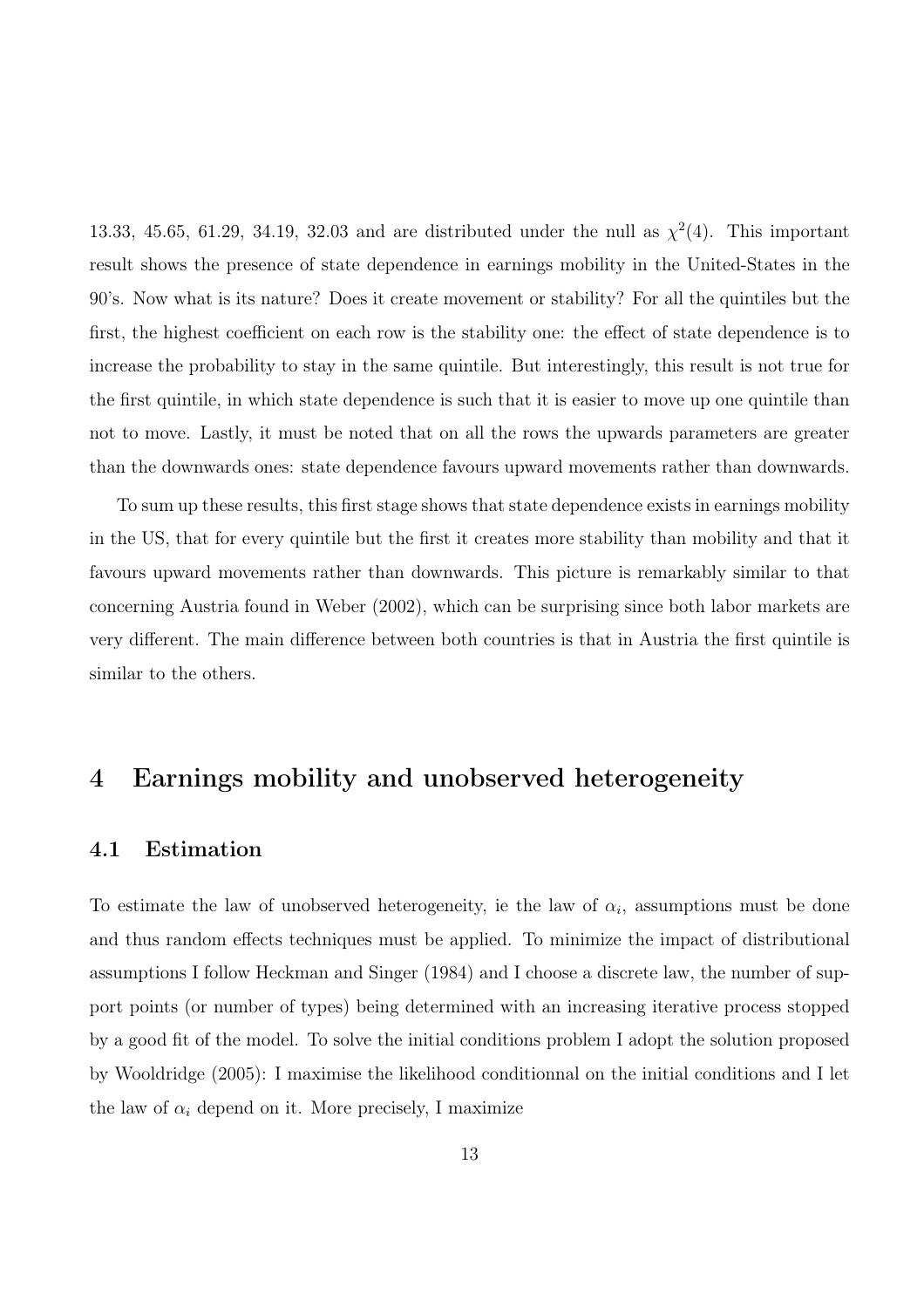13.33, 45.65, 61.29, 34.19, 32.03 and are distributed under the null as $\chi^2(4)$. This important result shows the presence of state dependence in earnings mobility in the United-States in the 90's. Now what is its nature? Does it create movement or stability? For all the quintiles but the first, the highest coefficient on each row is the stability one: the effect of state dependence is to increase the probability to stay in the same quintile. But interestingly, this result is not true for the first quintile, in which state dependence is such that it is easier to move up one quintile than not to move. Lastly, it must be noted that on all the rows the upwards parameters are greater than the downwards ones: state dependence favours upward movements rather than downwards.

To sum up these results, this first stage shows that state dependence exists in earnings mobility in the US, that for every quintile but the first it creates more stability than mobility and that it favours upward movements rather than downwards. This picture is remarkably similar to that concerning Austria found in Weber (2002), which can be surprising since both labor markets are very different. The main difference between both countries is that in Austria the first quintile is similar to the others.

# 4 Earnings mobility and unobserved heterogeneity

## 4.1 Estimation

To estimate the law of unobserved heterogeneity, ie the law of $\alpha_i$, assumptions must be done and thus random effects techniques must be applied. To minimize the impact of distributional assumptions I follow Heckman and Singer (1984) and I choose a discrete law, the number of support points (or number of types) being determined with an increasing iterative process stopped by a good fit of the model. To solve the initial conditions problem I adopt the solution proposed by Wooldridge (2005): I maximise the likelihood conditionnal on the initial conditions and I let the law of $\alpha_i$ depend on it. More precisely, I maximize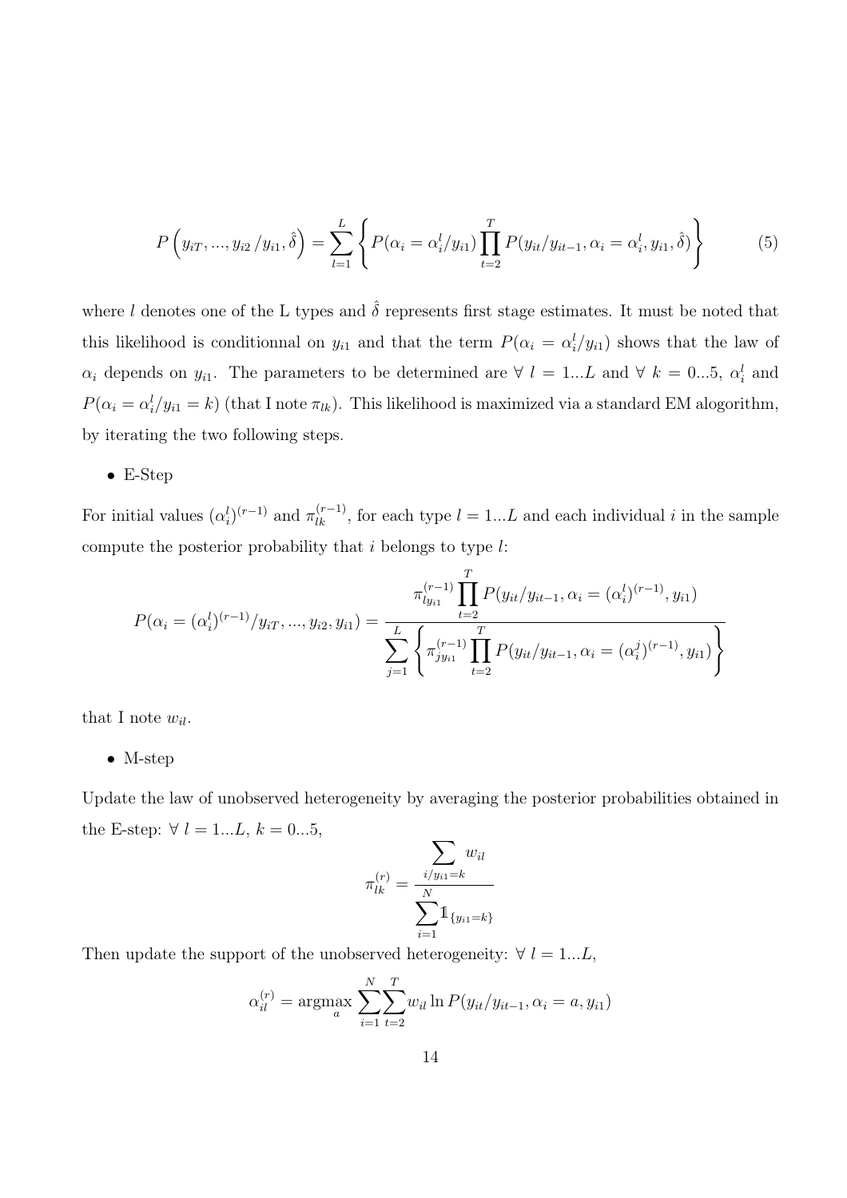$$P\left(y_{iT},...,y_{i2}\,/y_{i1},\hat{\delta}\right)=\sum_{l=1}^{L}\left\{P(\alpha_i=\alpha_i^l/y_{i1})\prod_{t=2}^{T}P(y_{it}/y_{it-1},\alpha_i=\alpha_i^l,y_{i1},\hat{\delta})\right\} \tag{5}$$

where $l$ denotes one of the L types and $\hat{\delta}$ represents first stage estimates. It must be noted that this likelihood is conditionnal on $y_{i1}$ and that the term $P(\alpha_i = \alpha_i^l/y_{i1})$ shows that the law of $\alpha_i$ depends on $y_{i1}$. The parameters to be determined are $\forall\ l = 1...L$ and $\forall\ k = 0...5$, $\alpha_i^l$ and $P(\alpha_i = \alpha_i^l/y_{i1} = k)$ (that I note $\pi_{lk}$). This likelihood is maximized via a standard EM alogorithm, by iterating the two following steps.

- E-Step

For initial values $(\alpha_i^l)^{(r-1)}$ and $\pi_{lk}^{(r-1)}$, for each type $l = 1...L$ and each individual $i$ in the sample compute the posterior probability that $i$ belongs to type $l$:

$$P(\alpha_i=(\alpha_i^l)^{(r-1)}/y_{iT},...,y_{i2},y_{i1})=\frac{\pi_{ly_{i1}}^{(r-1)}\displaystyle\prod_{t=2}^{T}P(y_{it}/y_{it-1},\alpha_i=(\alpha_i^l)^{(r-1)},y_{i1})}{\displaystyle\sum_{j=1}^{L}\left\{\pi_{jy_{i1}}^{(r-1)}\prod_{t=2}^{T}P(y_{it}/y_{it-1},\alpha_i=(\alpha_i^j)^{(r-1)},y_{i1})\right\}}$$

that I note $w_{il}$.

- M-step

Update the law of unobserved heterogeneity by averaging the posterior probabilities obtained in the E-step: $\forall\ l = 1...L$, $k = 0...5$,

$$\pi_{lk}^{(r)}=\frac{\displaystyle\sum_{i/y_{i1}=k}w_{il}}{\displaystyle\sum_{i=1}^{N}\mathbb{1}_{\{y_{i1}=k\}}}$$

Then update the support of the unobserved heterogeneity: $\forall\ l = 1...L$,

$$\alpha_{il}^{(r)}=\underset{a}{\operatorname{argmax}}\sum_{i=1}^{N}\sum_{t=2}^{T}w_{il}\ln P(y_{it}/y_{it-1},\alpha_i=a,y_{i1})$$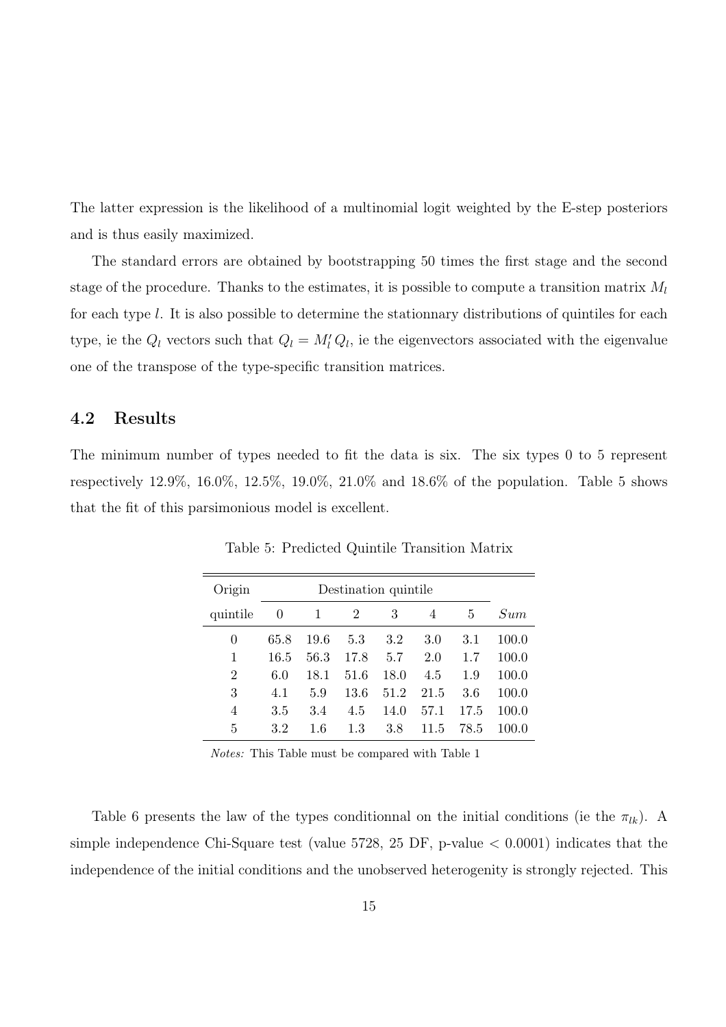The latter expression is the likelihood of a multinomial logit weighted by the E-step posteriors and is thus easily maximized.

The standard errors are obtained by bootstrapping 50 times the first stage and the second stage of the procedure. Thanks to the estimates, it is possible to compute a transition matrix $M_l$ for each type $l$. It is also possible to determine the stationnary distributions of quintiles for each type, ie the $Q_l$ vectors such that $Q_l = M_l' Q_l$, ie the eigenvectors associated with the eigenvalue one of the transpose of the type-specific transition matrices.

## 4.2 Results

The minimum number of types needed to fit the data is six. The six types 0 to 5 represent respectively 12.9%, 16.0%, 12.5%, 19.0%, 21.0% and 18.6% of the population. Table 5 shows that the fit of this parsimonious model is excellent.

Table 5: Predicted Quintile Transition Matrix

| Origin | Destination quintile | | | | | | |
|---|---|---|---|---|---|---|---|
| quintile | 0 | 1 | 2 | 3 | 4 | 5 | *Sum* |
| 0 | 65.8 | 19.6 | 5.3 | 3.2 | 3.0 | 3.1 | 100.0 |
| 1 | 16.5 | 56.3 | 17.8 | 5.7 | 2.0 | 1.7 | 100.0 |
| 2 | 6.0 | 18.1 | 51.6 | 18.0 | 4.5 | 1.9 | 100.0 |
| 3 | 4.1 | 5.9 | 13.6 | 51.2 | 21.5 | 3.6 | 100.0 |
| 4 | 3.5 | 3.4 | 4.5 | 14.0 | 57.1 | 17.5 | 100.0 |
| 5 | 3.2 | 1.6 | 1.3 | 3.8 | 11.5 | 78.5 | 100.0 |

*Notes:* This Table must be compared with Table 1

Table 6 presents the law of the types conditionnal on the initial conditions (ie the $\pi_{lk}$). A simple independence Chi-Square test (value 5728, 25 DF, p-value $< 0.0001$) indicates that the independence of the initial conditions and the unobserved heterogenity is strongly rejected. This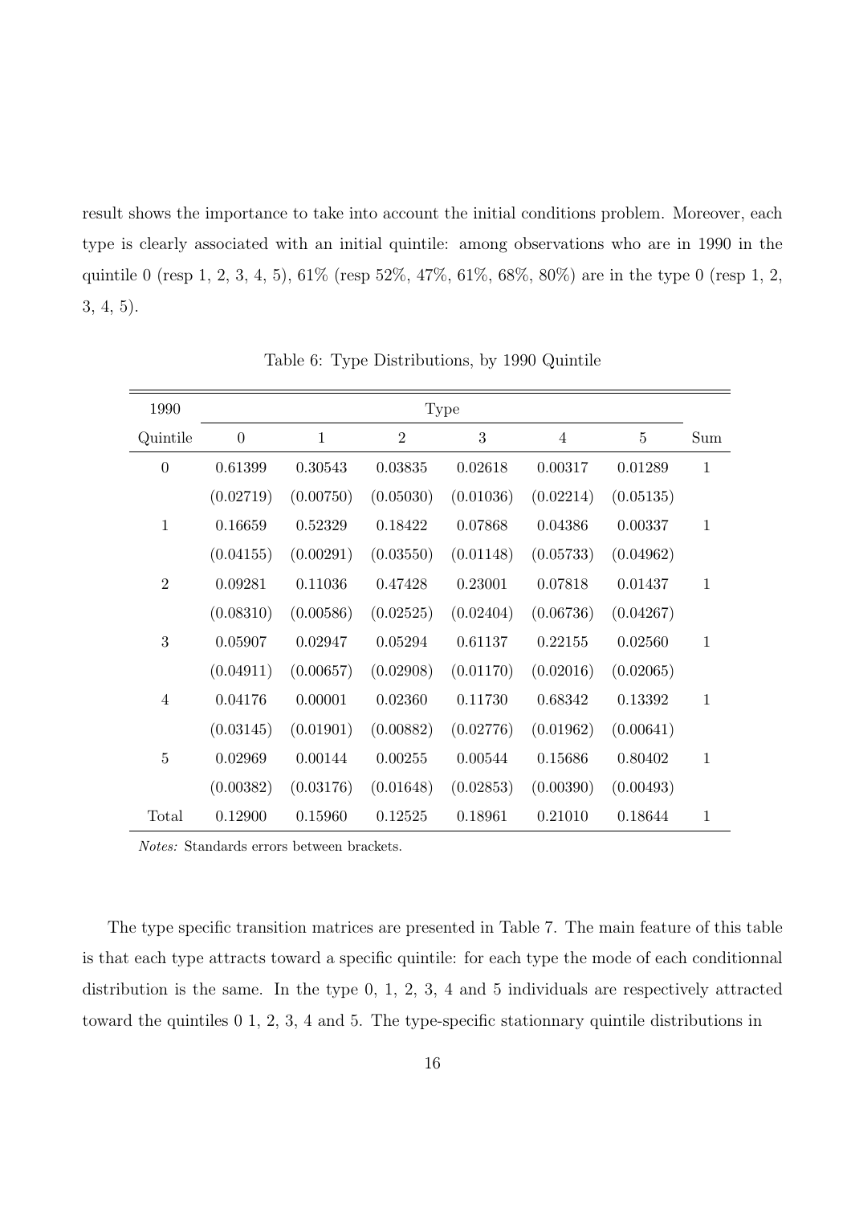result shows the importance to take into account the initial conditions problem. Moreover, each type is clearly associated with an initial quintile: among observations who are in 1990 in the quintile 0 (resp 1, 2, 3, 4, 5), 61% (resp 52%, 47%, 61%, 68%, 80%) are in the type 0 (resp 1, 2, 3, 4, 5).

Table 6: Type Distributions, by 1990 Quintile

| 1990 | Type | | | | | | |
|---|---|---|---|---|---|---|---|
| Quintile | 0 | 1 | 2 | 3 | 4 | 5 | Sum |
| 0 | 0.61399 | 0.30543 | 0.03835 | 0.02618 | 0.00317 | 0.01289 | 1 |
| | (0.02719) | (0.00750) | (0.05030) | (0.01036) | (0.02214) | (0.05135) | |
| 1 | 0.16659 | 0.52329 | 0.18422 | 0.07868 | 0.04386 | 0.00337 | 1 |
| | (0.04155) | (0.00291) | (0.03550) | (0.01148) | (0.05733) | (0.04962) | |
| 2 | 0.09281 | 0.11036 | 0.47428 | 0.23001 | 0.07818 | 0.01437 | 1 |
| | (0.08310) | (0.00586) | (0.02525) | (0.02404) | (0.06736) | (0.04267) | |
| 3 | 0.05907 | 0.02947 | 0.05294 | 0.61137 | 0.22155 | 0.02560 | 1 |
| | (0.04911) | (0.00657) | (0.02908) | (0.01170) | (0.02016) | (0.02065) | |
| 4 | 0.04176 | 0.00001 | 0.02360 | 0.11730 | 0.68342 | 0.13392 | 1 |
| | (0.03145) | (0.01901) | (0.00882) | (0.02776) | (0.01962) | (0.00641) | |
| 5 | 0.02969 | 0.00144 | 0.00255 | 0.00544 | 0.15686 | 0.80402 | 1 |
| | (0.00382) | (0.03176) | (0.01648) | (0.02853) | (0.00390) | (0.00493) | |
| Total | 0.12900 | 0.15960 | 0.12525 | 0.18961 | 0.21010 | 0.18644 | 1 |

*Notes:* Standards errors between brackets.

The type specific transition matrices are presented in Table 7. The main feature of this table is that each type attracts toward a specific quintile: for each type the mode of each conditionnal distribution is the same. In the type 0, 1, 2, 3, 4 and 5 individuals are respectively attracted toward the quintiles 0 1, 2, 3, 4 and 5. The type-specific stationnary quintile distributions in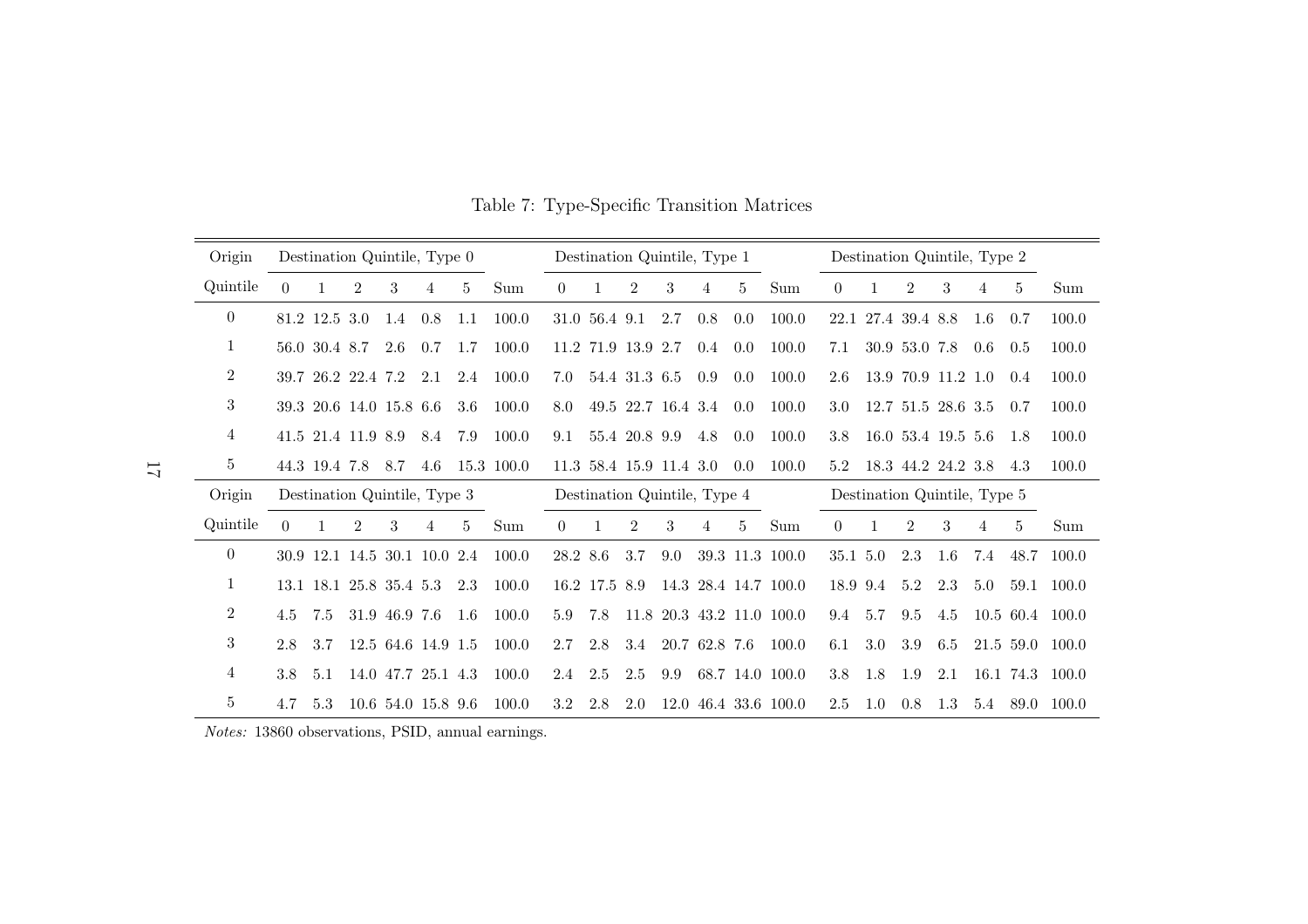Table 7: Type-Specific Transition Matrices

| Origin Quintile | Destination Quintile, Type 0 | | | | | | | Destination Quintile, Type 1 | | | | | | | Destination Quintile, Type 2 | | | | | | |
|---|---|---|---|---|---|---|---|---|---|---|---|---|---|---|---|---|---|---|---|---|---|
| | 0 | 1 | 2 | 3 | 4 | 5 | Sum | 0 | 1 | 2 | 3 | 4 | 5 | Sum | 0 | 1 | 2 | 3 | 4 | 5 | Sum |
| 0 | 81.2 | 12.5 | 3.0 | 1.4 | 0.8 | 1.1 | 100.0 | 31.0 | 56.4 | 9.1 | 2.7 | 0.8 | 0.0 | 100.0 | 22.1 | 27.4 | 39.4 | 8.8 | 1.6 | 0.7 | 100.0 |
| 1 | 56.0 | 30.4 | 8.7 | 2.6 | 0.7 | 1.7 | 100.0 | 11.2 | 71.9 | 13.9 | 2.7 | 0.4 | 0.0 | 100.0 | 7.1 | 30.9 | 53.0 | 7.8 | 0.6 | 0.5 | 100.0 |
| 2 | 39.7 | 26.2 | 22.4 | 7.2 | 2.1 | 2.4 | 100.0 | 7.0 | 54.4 | 31.3 | 6.5 | 0.9 | 0.0 | 100.0 | 2.6 | 13.9 | 70.9 | 11.2 | 1.0 | 0.4 | 100.0 |
| 3 | 39.3 | 20.6 | 14.0 | 15.8 | 6.6 | 3.6 | 100.0 | 8.0 | 49.5 | 22.7 | 16.4 | 3.4 | 0.0 | 100.0 | 3.0 | 12.7 | 51.5 | 28.6 | 3.5 | 0.7 | 100.0 |
| 4 | 41.5 | 21.4 | 11.9 | 8.9 | 8.4 | 7.9 | 100.0 | 9.1 | 55.4 | 20.8 | 9.9 | 4.8 | 0.0 | 100.0 | 3.8 | 16.0 | 53.4 | 19.5 | 5.6 | 1.8 | 100.0 |
| 5 | 44.3 | 19.4 | 7.8 | 8.7 | 4.6 | 15.3 | 100.0 | 11.3 | 58.4 | 15.9 | 11.4 | 3.0 | 0.0 | 100.0 | 5.2 | 18.3 | 44.2 | 24.2 | 3.8 | 4.3 | 100.0 |
| **Origin Quintile** | **Destination Quintile, Type 3** | | | | | | | **Destination Quintile, Type 4** | | | | | | | **Destination Quintile, Type 5** | | | | | | |
| | 0 | 1 | 2 | 3 | 4 | 5 | Sum | 0 | 1 | 2 | 3 | 4 | 5 | Sum | 0 | 1 | 2 | 3 | 4 | 5 | Sum |
| 0 | 30.9 | 12.1 | 14.5 | 30.1 | 10.0 | 2.4 | 100.0 | 28.2 | 8.6 | 3.7 | 9.0 | 39.3 | 11.3 | 100.0 | 35.1 | 5.0 | 2.3 | 1.6 | 7.4 | 48.7 | 100.0 |
| 1 | 13.1 | 18.1 | 25.8 | 35.4 | 5.3 | 2.3 | 100.0 | 16.2 | 17.5 | 8.9 | 14.3 | 28.4 | 14.7 | 100.0 | 18.9 | 9.4 | 5.2 | 2.3 | 5.0 | 59.1 | 100.0 |
| 2 | 4.5 | 7.5 | 31.9 | 46.9 | 7.6 | 1.6 | 100.0 | 5.9 | 7.8 | 11.8 | 20.3 | 43.2 | 11.0 | 100.0 | 9.4 | 5.7 | 9.5 | 4.5 | 10.5 | 60.4 | 100.0 |
| 3 | 2.8 | 3.7 | 12.5 | 64.6 | 14.9 | 1.5 | 100.0 | 2.7 | 2.8 | 3.4 | 20.7 | 62.8 | 7.6 | 100.0 | 6.1 | 3.0 | 3.9 | 6.5 | 21.5 | 59.0 | 100.0 |
| 4 | 3.8 | 5.1 | 14.0 | 47.7 | 25.1 | 4.3 | 100.0 | 2.4 | 2.5 | 2.5 | 9.9 | 68.7 | 14.0 | 100.0 | 3.8 | 1.8 | 1.9 | 2.1 | 16.1 | 74.3 | 100.0 |
| 5 | 4.7 | 5.3 | 10.6 | 54.0 | 15.8 | 9.6 | 100.0 | 3.2 | 2.8 | 2.0 | 12.0 | 46.4 | 33.6 | 100.0 | 2.5 | 1.0 | 0.8 | 1.3 | 5.4 | 89.0 | 100.0 |

*Notes:* 13860 observations, PSID, annual earnings.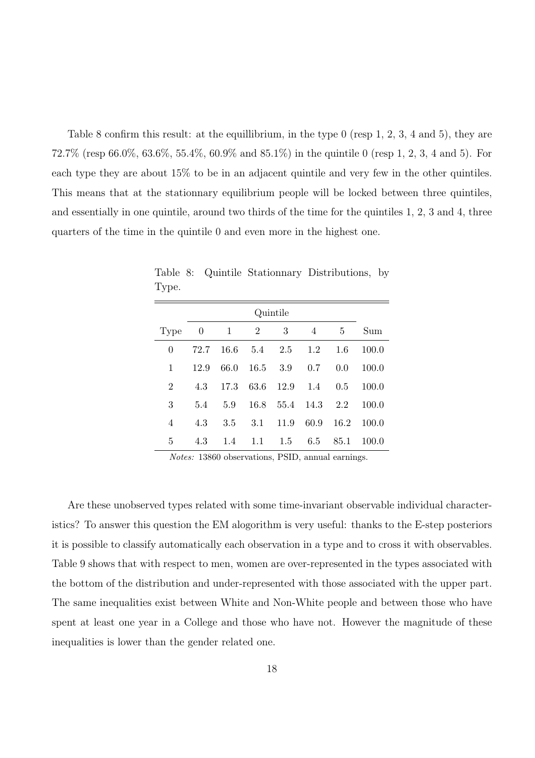Table 8 confirm this result: at the equillibrium, in the type 0 (resp 1, 2, 3, 4 and 5), they are 72.7% (resp 66.0%, 63.6%, 55.4%, 60.9% and 85.1%) in the quintile 0 (resp 1, 2, 3, 4 and 5). For each type they are about 15% to be in an adjacent quintile and very few in the other quintiles. This means that at the stationnary equilibrium people will be locked between three quintiles, and essentially in one quintile, around two thirds of the time for the quintiles 1, 2, 3 and 4, three quarters of the time in the quintile 0 and even more in the highest one.

Table 8: Quintile Stationnary Distributions, by Type.

| | Quintile | | | | | | |
|---|---|---|---|---|---|---|---|
| Type | 0 | 1 | 2 | 3 | 4 | 5 | Sum |
| 0 | 72.7 | 16.6 | 5.4 | 2.5 | 1.2 | 1.6 | 100.0 |
| 1 | 12.9 | 66.0 | 16.5 | 3.9 | 0.7 | 0.0 | 100.0 |
| 2 | 4.3 | 17.3 | 63.6 | 12.9 | 1.4 | 0.5 | 100.0 |
| 3 | 5.4 | 5.9 | 16.8 | 55.4 | 14.3 | 2.2 | 100.0 |
| 4 | 4.3 | 3.5 | 3.1 | 11.9 | 60.9 | 16.2 | 100.0 |
| 5 | 4.3 | 1.4 | 1.1 | 1.5 | 6.5 | 85.1 | 100.0 |

*Notes:* 13860 observations, PSID, annual earnings.

Are these unobserved types related with some time-invariant observable individual characteristics? To answer this question the EM alogorithm is very useful: thanks to the E-step posteriors it is possible to classify automatically each observation in a type and to cross it with observables. Table 9 shows that with respect to men, women are over-represented in the types associated with the bottom of the distribution and under-represented with those associated with the upper part. The same inequalities exist between White and Non-White people and between those who have spent at least one year in a College and those who have not. However the magnitude of these inequalities is lower than the gender related one.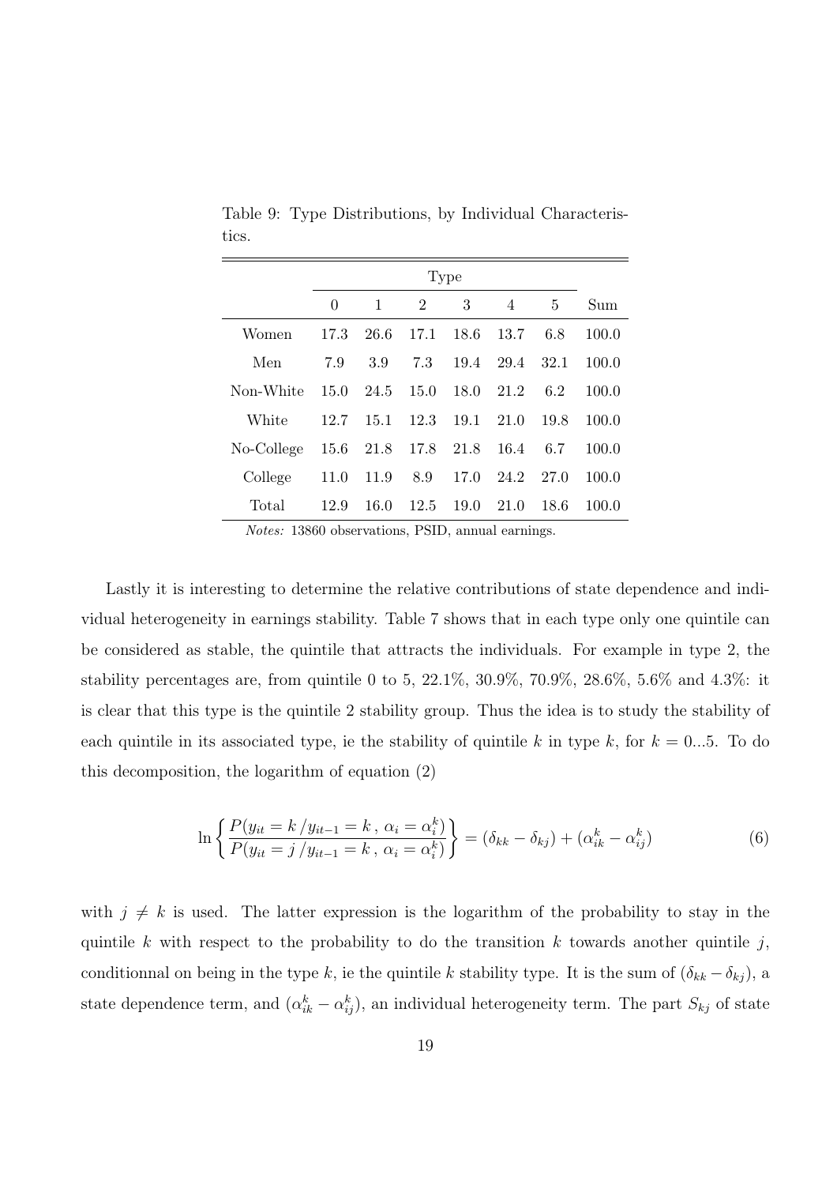Table 9: Type Distributions, by Individual Characteristics.

| | Type | | | | | | |
|---|---|---|---|---|---|---|---|
| | 0 | 1 | 2 | 3 | 4 | 5 | Sum |
| Women | 17.3 | 26.6 | 17.1 | 18.6 | 13.7 | 6.8 | 100.0 |
| Men | 7.9 | 3.9 | 7.3 | 19.4 | 29.4 | 32.1 | 100.0 |
| Non-White | 15.0 | 24.5 | 15.0 | 18.0 | 21.2 | 6.2 | 100.0 |
| White | 12.7 | 15.1 | 12.3 | 19.1 | 21.0 | 19.8 | 100.0 |
| No-College | 15.6 | 21.8 | 17.8 | 21.8 | 16.4 | 6.7 | 100.0 |
| College | 11.0 | 11.9 | 8.9 | 17.0 | 24.2 | 27.0 | 100.0 |
| Total | 12.9 | 16.0 | 12.5 | 19.0 | 21.0 | 18.6 | 100.0 |

*Notes:* 13860 observations, PSID, annual earnings.

Lastly it is interesting to determine the relative contributions of state dependence and individual heterogeneity in earnings stability. Table 7 shows that in each type only one quintile can be considered as stable, the quintile that attracts the individuals. For example in type 2, the stability percentages are, from quintile 0 to 5, 22.1%, 30.9%, 70.9%, 28.6%, 5.6% and 4.3%: it is clear that this type is the quintile 2 stability group. Thus the idea is to study the stability of each quintile in its associated type, ie the stability of quintile $k$ in type $k$, for $k = 0...5$. To do this decomposition, the logarithm of equation (2)

$$\ln\left\{\frac{P(y_{it} = k\,/y_{it-1} = k\,,\,\alpha_i = \alpha_i^k)}{P(y_{it} = j\,/y_{it-1} = k\,,\,\alpha_i = \alpha_i^k)}\right\} = (\delta_{kk} - \delta_{kj}) + (\alpha_{ik}^k - \alpha_{ij}^k) \tag{6}$$

with $j \neq k$ is used. The latter expression is the logarithm of the probability to stay in the quintile $k$ with respect to the probability to do the transition $k$ towards another quintile $j$, conditionnal on being in the type $k$, ie the quintile $k$ stability type. It is the sum of $(\delta_{kk} - \delta_{kj})$, a state dependence term, and $(\alpha_{ik}^k - \alpha_{ij}^k)$, an individual heterogeneity term. The part $S_{kj}$ of state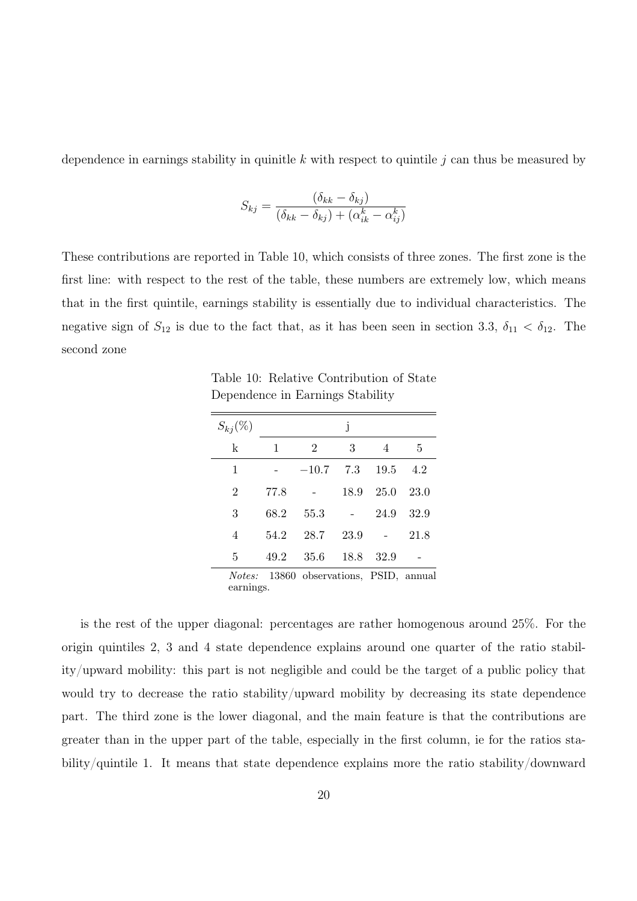dependence in earnings stability in quinitle $k$ with respect to quintile $j$ can thus be measured by

$$S_{kj} = \frac{(\delta_{kk} - \delta_{kj})}{(\delta_{kk} - \delta_{kj}) + (\alpha_{ik}^{k} - \alpha_{ij}^{k})}$$

These contributions are reported in Table 10, which consists of three zones. The first zone is the first line: with respect to the rest of the table, these numbers are extremely low, which means that in the first quintile, earnings stability is essentially due to individual characteristics. The negative sign of $S_{12}$ is due to the fact that, as it has been seen in section 3.3, $\delta_{11} < \delta_{12}$. The second zone

Table 10: Relative Contribution of State Dependence in Earnings Stability

| $S_{kj}(\%)$ | j | | | | |
|---|---|---|---|---|---|
| k | 1 | 2 | 3 | 4 | 5 |
| 1 | - | $-10.7$ | 7.3 | 19.5 | 4.2 |
| 2 | 77.8 | - | 18.9 | 25.0 | 23.0 |
| 3 | 68.2 | 55.3 | - | 24.9 | 32.9 |
| 4 | 54.2 | 28.7 | 23.9 | - | 21.8 |
| 5 | 49.2 | 35.6 | 18.8 | 32.9 | - |

*Notes:* 13860 observations, PSID, annual earnings.

is the rest of the upper diagonal: percentages are rather homogenous around 25%. For the origin quintiles 2, 3 and 4 state dependence explains around one quarter of the ratio stability/upward mobility: this part is not negligible and could be the target of a public policy that would try to decrease the ratio stability/upward mobility by decreasing its state dependence part. The third zone is the lower diagonal, and the main feature is that the contributions are greater than in the upper part of the table, especially in the first column, ie for the ratios stability/quintile 1. It means that state dependence explains more the ratio stability/downward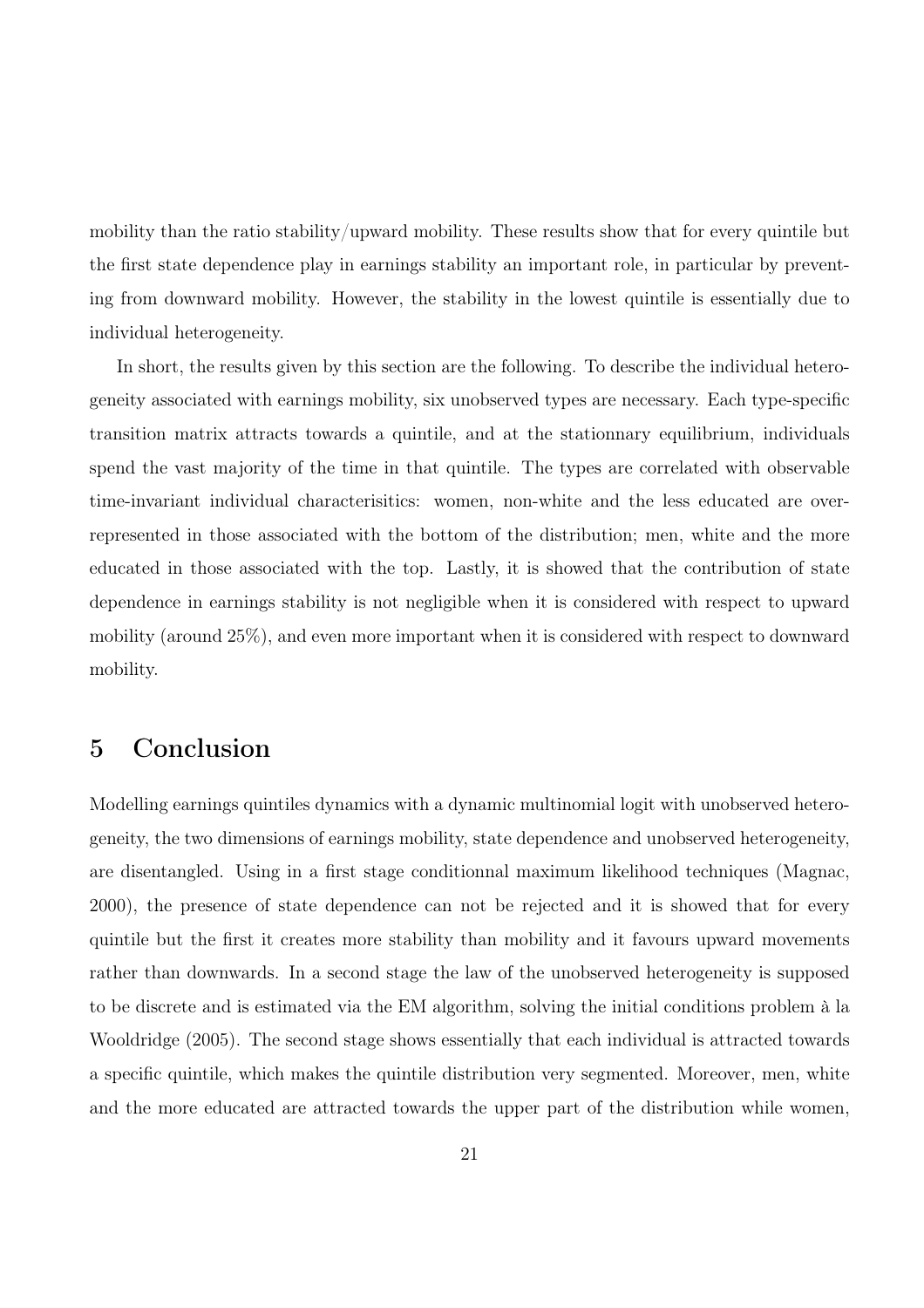mobility than the ratio stability/upward mobility. These results show that for every quintile but the first state dependence play in earnings stability an important role, in particular by preventing from downward mobility. However, the stability in the lowest quintile is essentially due to individual heterogeneity.

In short, the results given by this section are the following. To describe the individual heterogeneity associated with earnings mobility, six unobserved types are necessary. Each type-specific transition matrix attracts towards a quintile, and at the stationnary equilibrium, individuals spend the vast majority of the time in that quintile. The types are correlated with observable time-invariant individual characterisitics: women, non-white and the less educated are over-represented in those associated with the bottom of the distribution; men, white and the more educated in those associated with the top. Lastly, it is showed that the contribution of state dependence in earnings stability is not negligible when it is considered with respect to upward mobility (around 25%), and even more important when it is considered with respect to downward mobility.

## 5 Conclusion

Modelling earnings quintiles dynamics with a dynamic multinomial logit with unobserved heterogeneity, the two dimensions of earnings mobility, state dependence and unobserved heterogeneity, are disentangled. Using in a first stage conditionnal maximum likelihood techniques (Magnac, 2000), the presence of state dependence can not be rejected and it is showed that for every quintile but the first it creates more stability than mobility and it favours upward movements rather than downwards. In a second stage the law of the unobserved heterogeneity is supposed to be discrete and is estimated via the EM algorithm, solving the initial conditions problem à la Wooldridge (2005). The second stage shows essentially that each individual is attracted towards a specific quintile, which makes the quintile distribution very segmented. Moreover, men, white and the more educated are attracted towards the upper part of the distribution while women,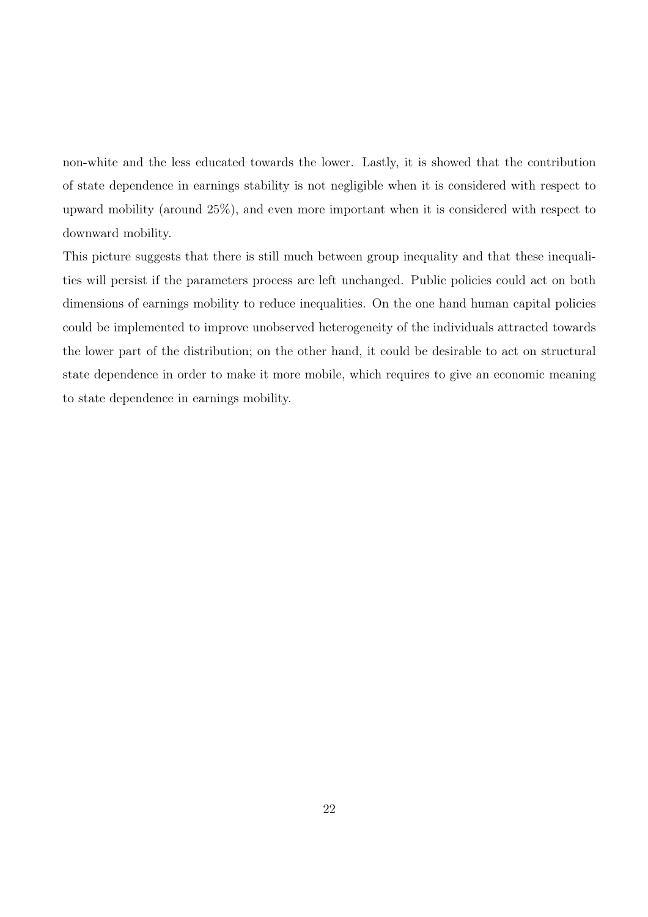non-white and the less educated towards the lower. Lastly, it is showed that the contribution of state dependence in earnings stability is not negligible when it is considered with respect to upward mobility (around 25%), and even more important when it is considered with respect to downward mobility.

This picture suggests that there is still much between group inequality and that these inequalities will persist if the parameters process are left unchanged. Public policies could act on both dimensions of earnings mobility to reduce inequalities. On the one hand human capital policies could be implemented to improve unobserved heterogeneity of the individuals attracted towards the lower part of the distribution; on the other hand, it could be desirable to act on structural state dependence in order to make it more mobile, which requires to give an economic meaning to state dependence in earnings mobility.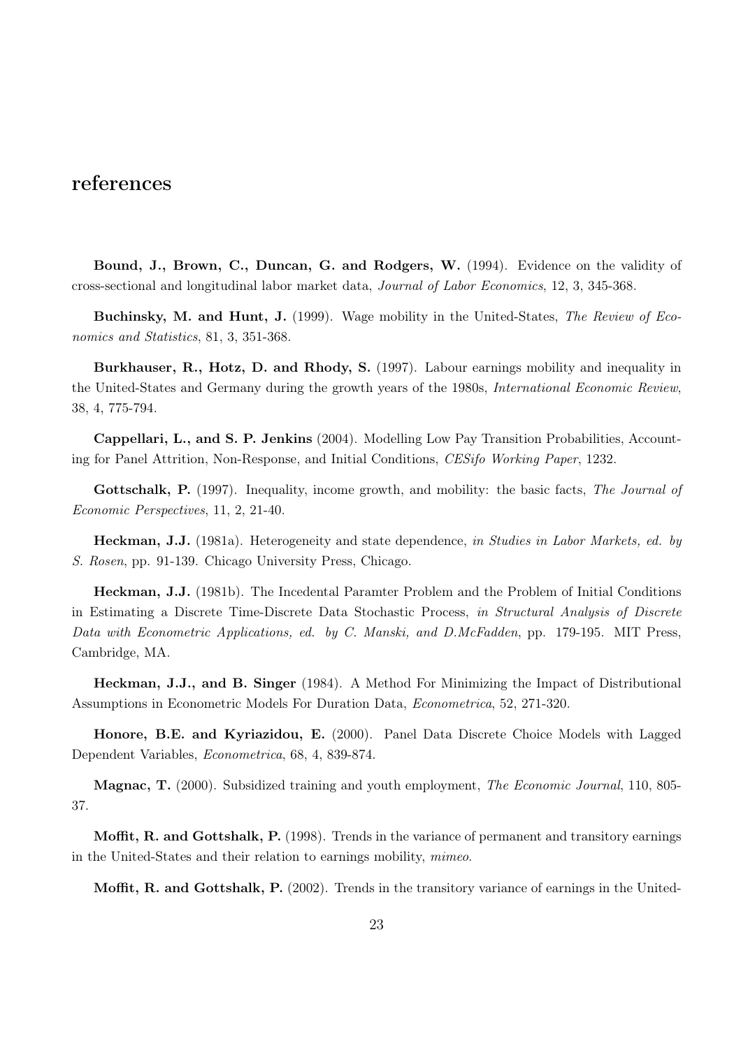# references

**Bound, J., Brown, C., Duncan, G. and Rodgers, W.** (1994). Evidence on the validity of cross-sectional and longitudinal labor market data, *Journal of Labor Economics*, 12, 3, 345-368.

**Buchinsky, M. and Hunt, J.** (1999). Wage mobility in the United-States, *The Review of Economics and Statistics*, 81, 3, 351-368.

**Burkhauser, R., Hotz, D. and Rhody, S.** (1997). Labour earnings mobility and inequality in the United-States and Germany during the growth years of the 1980s, *International Economic Review*, 38, 4, 775-794.

**Cappellari, L., and S. P. Jenkins** (2004). Modelling Low Pay Transition Probabilities, Accounting for Panel Attrition, Non-Response, and Initial Conditions, *CESifo Working Paper*, 1232.

**Gottschalk, P.** (1997). Inequality, income growth, and mobility: the basic facts, *The Journal of Economic Perspectives*, 11, 2, 21-40.

**Heckman, J.J.** (1981a). Heterogeneity and state dependence, *in Studies in Labor Markets, ed. by S. Rosen*, pp. 91-139. Chicago University Press, Chicago.

**Heckman, J.J.** (1981b). The Incedental Paramter Problem and the Problem of Initial Conditions in Estimating a Discrete Time-Discrete Data Stochastic Process, *in Structural Analysis of Discrete Data with Econometric Applications, ed. by C. Manski, and D.McFadden*, pp. 179-195. MIT Press, Cambridge, MA.

**Heckman, J.J., and B. Singer** (1984). A Method For Minimizing the Impact of Distributional Assumptions in Econometric Models For Duration Data, *Econometrica*, 52, 271-320.

**Honore, B.E. and Kyriazidou, E.** (2000). Panel Data Discrete Choice Models with Lagged Dependent Variables, *Econometrica*, 68, 4, 839-874.

**Magnac, T.** (2000). Subsidized training and youth employment, *The Economic Journal*, 110, 805-37.

**Moffit, R. and Gottshalk, P.** (1998). Trends in the variance of permanent and transitory earnings in the United-States and their relation to earnings mobility, *mimeo*.

**Moffit, R. and Gottshalk, P.** (2002). Trends in the transitory variance of earnings in the United-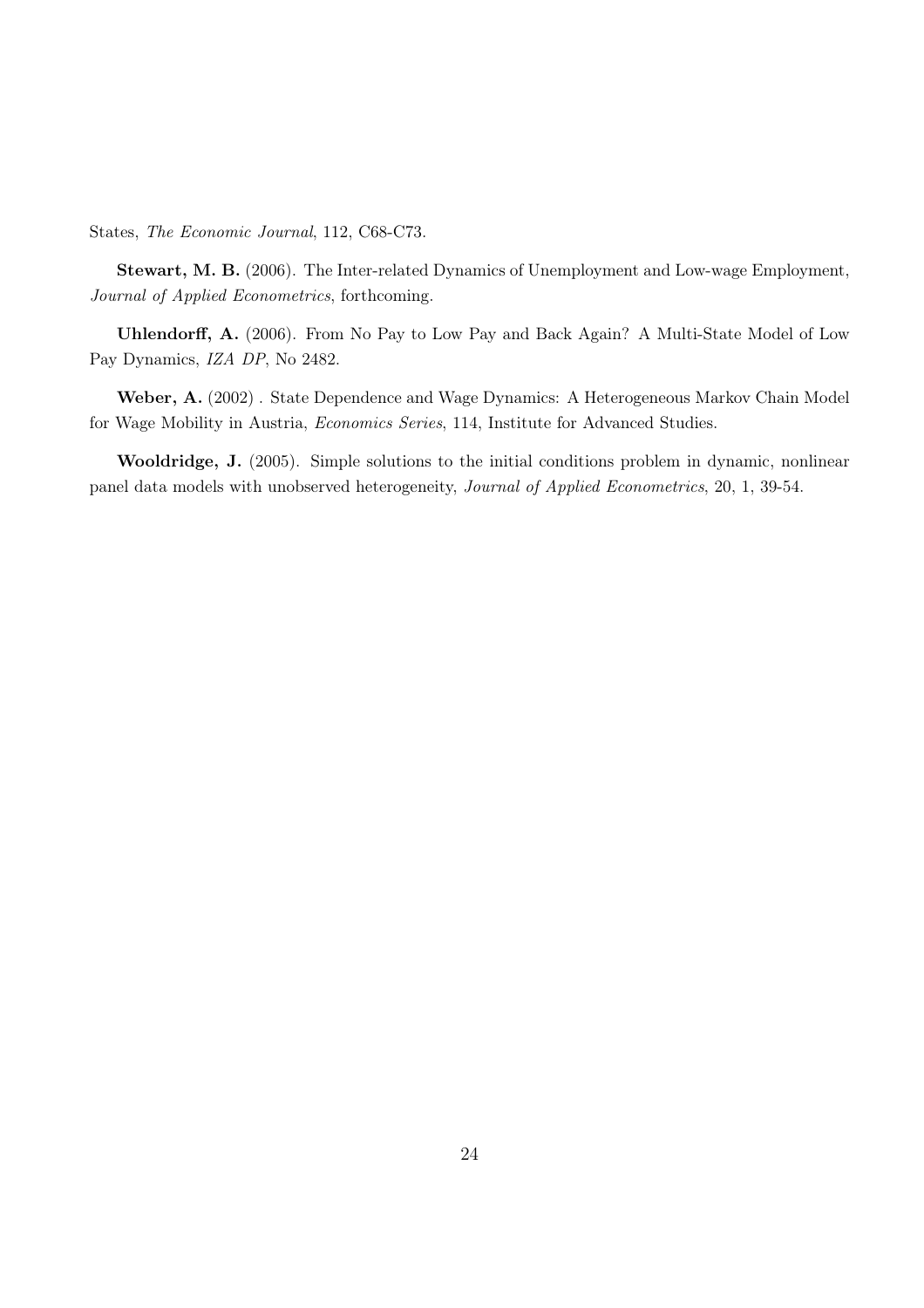States, *The Economic Journal*, 112, C68-C73.

**Stewart, M. B.** (2006). The Inter-related Dynamics of Unemployment and Low-wage Employment, *Journal of Applied Econometrics*, forthcoming.

**Uhlendorff, A.** (2006). From No Pay to Low Pay and Back Again? A Multi-State Model of Low Pay Dynamics, *IZA DP*, No 2482.

**Weber, A.** (2002) . State Dependence and Wage Dynamics: A Heterogeneous Markov Chain Model for Wage Mobility in Austria, *Economics Series*, 114, Institute for Advanced Studies.

**Wooldridge, J.** (2005). Simple solutions to the initial conditions problem in dynamic, nonlinear panel data models with unobserved heterogeneity, *Journal of Applied Econometrics*, 20, 1, 39-54.